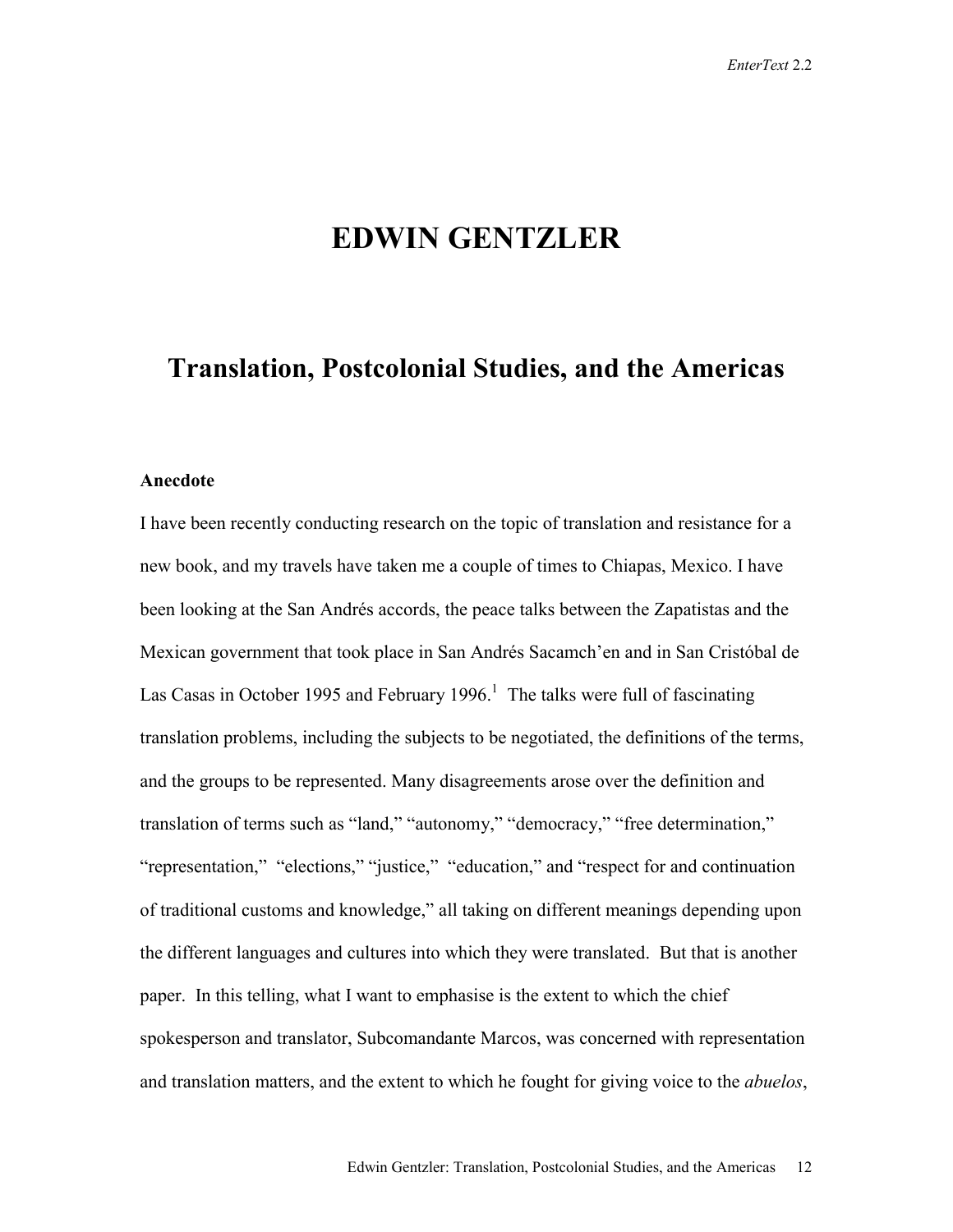# EDWIN GENTZLER

## Translation, Postcolonial Studies, and the Americas

### Anecdote

I have been recently conducting research on the topic of translation and resistance for a new book, and my travels have taken me a couple of times to Chiapas, Mexico. I have been looking at the San Andrés accords, the peace talks between the Zapatistas and the Mexican government that took place in San Andrés Sacamch'en and in San Cristóbal de Las Casas in October 1995 and February 1996.[1] The talks were full of fascinating translation problems, including the subjects to be negotiated, the definitions of the terms, and the groups to be represented. Many disagreements arose over the definition and translation of terms such as "land," "autonomy," "democracy," "free determination," "representation," "elections," "justice," "education," and "respect for and continuation of traditional customs and knowledge," all taking on different meanings depending upon the different languages and cultures into which they were translated. But that is another paper. In this telling, what I want to emphasise is the extent to which the chief spokesperson and translator, Subcomandante Marcos, was concerned with representation and translation matters, and the extent to which he fought for giving voice to the *abuelos*,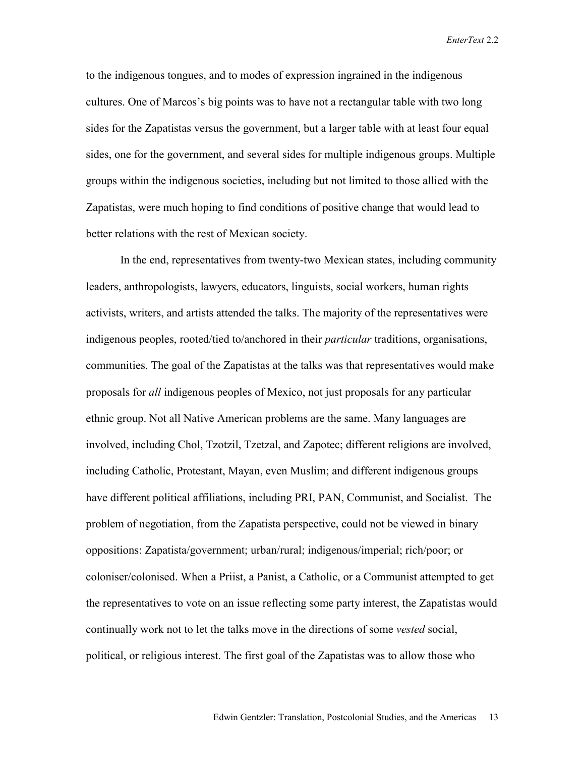to the indigenous tongues, and to modes of expression ingrained in the indigenous cultures. One of Marcos's big points was to have not a rectangular table with two long sides for the Zapatistas versus the government, but a larger table with at least four equal sides, one for the government, and several sides for multiple indigenous groups. Multiple groups within the indigenous societies, including but not limited to those allied with the Zapatistas, were much hoping to find conditions of positive change that would lead to better relations with the rest of Mexican society.

In the end, representatives from twenty-two Mexican states, including community leaders, anthropologists, lawyers, educators, linguists, social workers, human rights activists, writers, and artists attended the talks. The majority of the representatives were indigenous peoples, rooted/tied to/anchored in their *particular* traditions, organisations, communities. The goal of the Zapatistas at the talks was that representatives would make proposals for *all* indigenous peoples of Mexico, not just proposals for any particular ethnic group. Not all Native American problems are the same. Many languages are involved, including Chol, Tzotzil, Tzetzal, and Zapotec; different religions are involved, including Catholic, Protestant, Mayan, even Muslim; and different indigenous groups have different political affiliations, including PRI, PAN, Communist, and Socialist. The problem of negotiation, from the Zapatista perspective, could not be viewed in binary oppositions: Zapatista/government; urban/rural; indigenous/imperial; rich/poor; or coloniser/colonised. When a Priist, a Panist, a Catholic, or a Communist attempted to get the representatives to vote on an issue reflecting some party interest, the Zapatistas would continually work not to let the talks move in the directions of some *vested* social, political, or religious interest. The first goal of the Zapatistas was to allow those who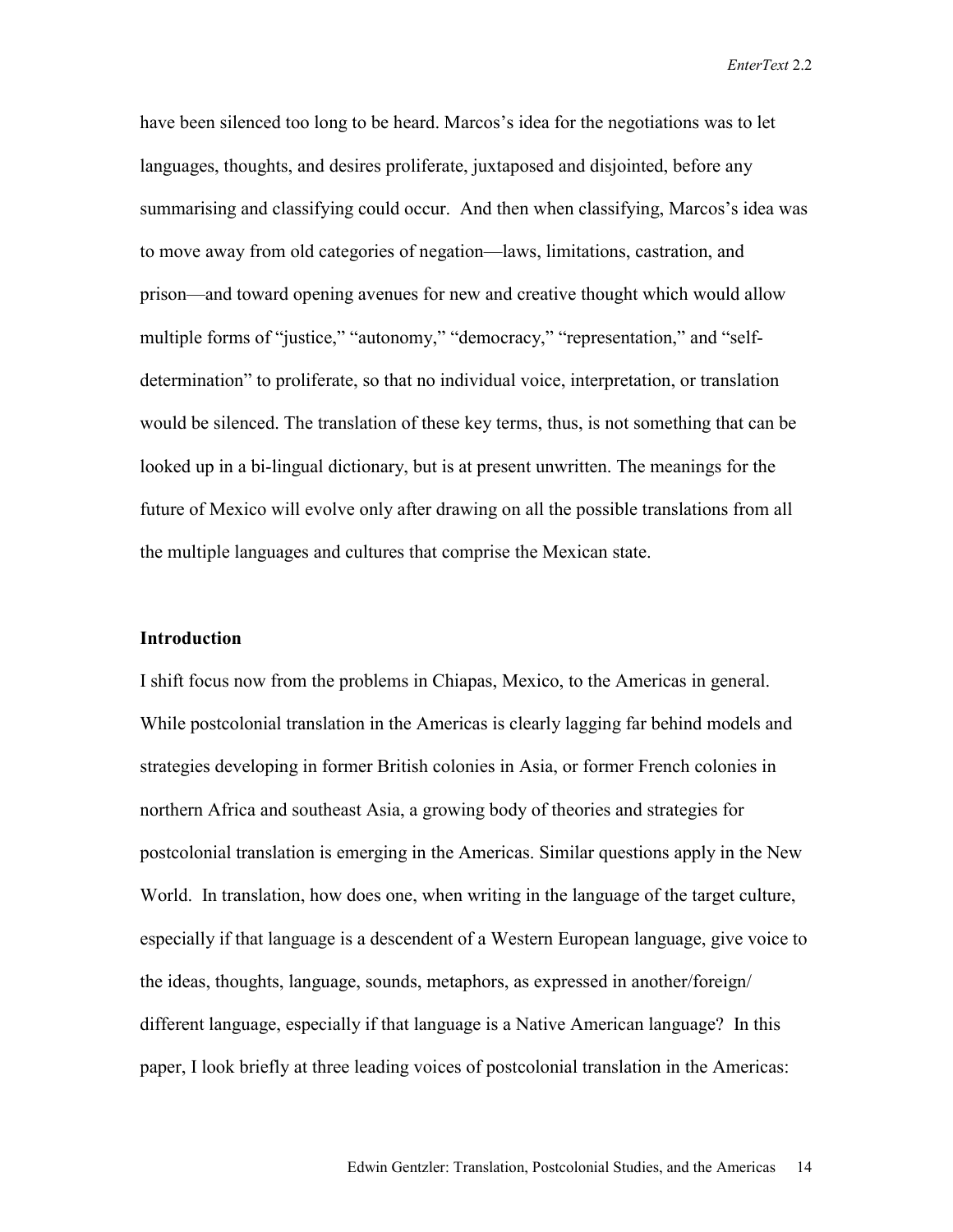have been silenced too long to be heard. Marcos's idea for the negotiations was to let languages, thoughts, and desires proliferate, juxtaposed and disjointed, before any summarising and classifying could occur. And then when classifying, Marcos's idea was to move away from old categories of negation—laws, limitations, castration, and prison—and toward opening avenues for new and creative thought which would allow multiple forms of "justice," "autonomy," "democracy," "representation," and "self-determination" to proliferate, so that no individual voice, interpretation, or translation would be silenced. The translation of these key terms, thus, is not something that can be looked up in a bi-lingual dictionary, but is at present unwritten. The meanings for the future of Mexico will evolve only after drawing on all the possible translations from all the multiple languages and cultures that comprise the Mexican state.

## Introduction

I shift focus now from the problems in Chiapas, Mexico, to the Americas in general. While postcolonial translation in the Americas is clearly lagging far behind models and strategies developing in former British colonies in Asia, or former French colonies in northern Africa and southeast Asia, a growing body of theories and strategies for postcolonial translation is emerging in the Americas. Similar questions apply in the New World. In translation, how does one, when writing in the language of the target culture, especially if that language is a descendent of a Western European language, give voice to the ideas, thoughts, language, sounds, metaphors, as expressed in another/foreign/ different language, especially if that language is a Native American language? In this paper, I look briefly at three leading voices of postcolonial translation in the Americas: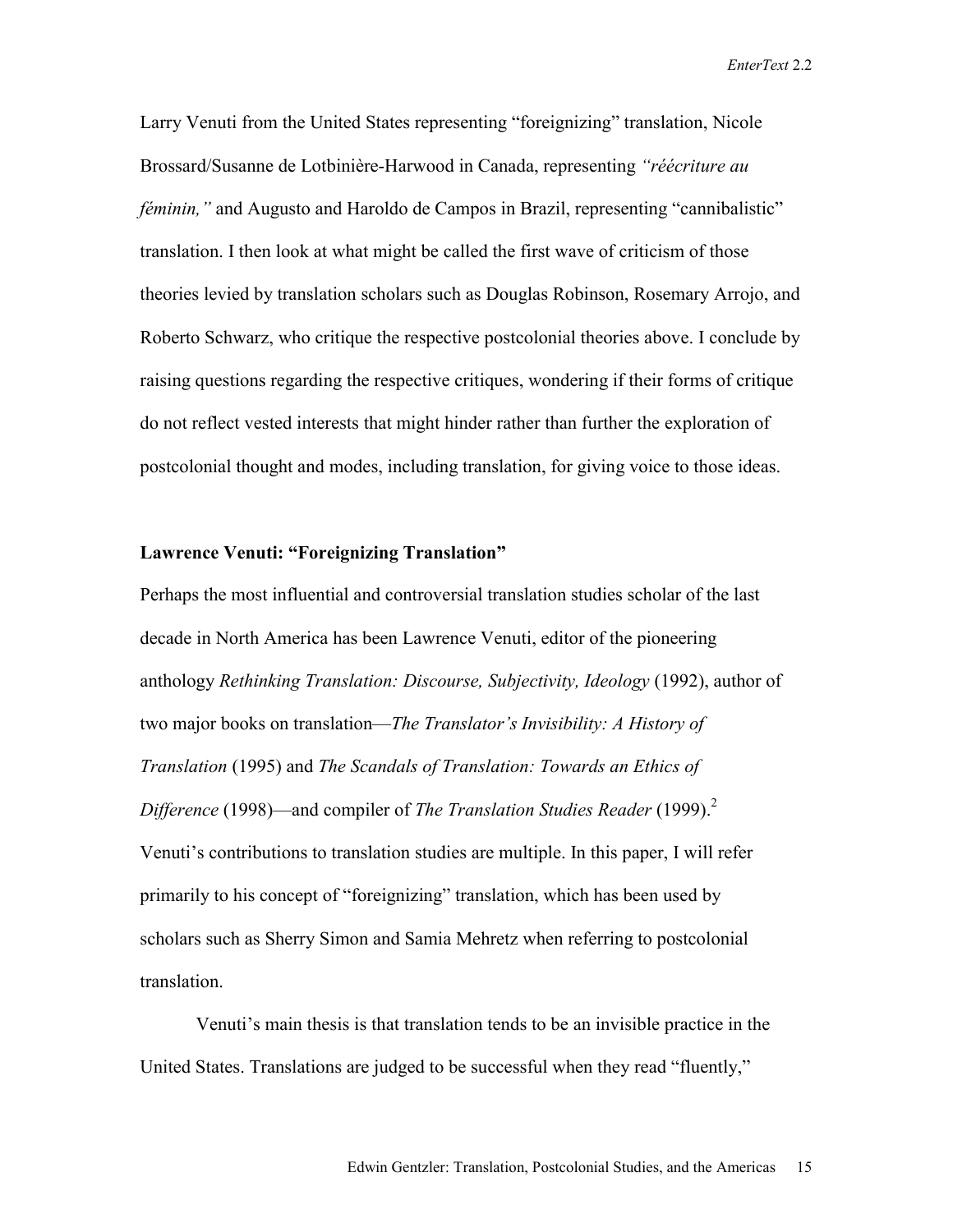Larry Venuti from the United States representing "foreignizing" translation, Nicole Brossard/Susanne de Lotbinière-Harwood in Canada, representing *"réécriture au féminin,"* and Augusto and Haroldo de Campos in Brazil, representing "cannibalistic" translation. I then look at what might be called the first wave of criticism of those theories levied by translation scholars such as Douglas Robinson, Rosemary Arrojo, and Roberto Schwarz, who critique the respective postcolonial theories above. I conclude by raising questions regarding the respective critiques, wondering if their forms of critique do not reflect vested interests that might hinder rather than further the exploration of postcolonial thought and modes, including translation, for giving voice to those ideas.

### Lawrence Venuti: "Foreignizing Translation"

Perhaps the most influential and controversial translation studies scholar of the last decade in North America has been Lawrence Venuti, editor of the pioneering anthology *Rethinking Translation: Discourse, Subjectivity, Ideology* (1992), author of two major books on translation—*The Translator's Invisibility: A History of Translation* (1995) and *The Scandals of Translation: Towards an Ethics of Difference* (1998)—and compiler of *The Translation Studies Reader* (1999).[2] Venuti's contributions to translation studies are multiple. In this paper, I will refer primarily to his concept of "foreignizing" translation, which has been used by scholars such as Sherry Simon and Samia Mehretz when referring to postcolonial translation.

Venuti's main thesis is that translation tends to be an invisible practice in the United States. Translations are judged to be successful when they read "fluently,"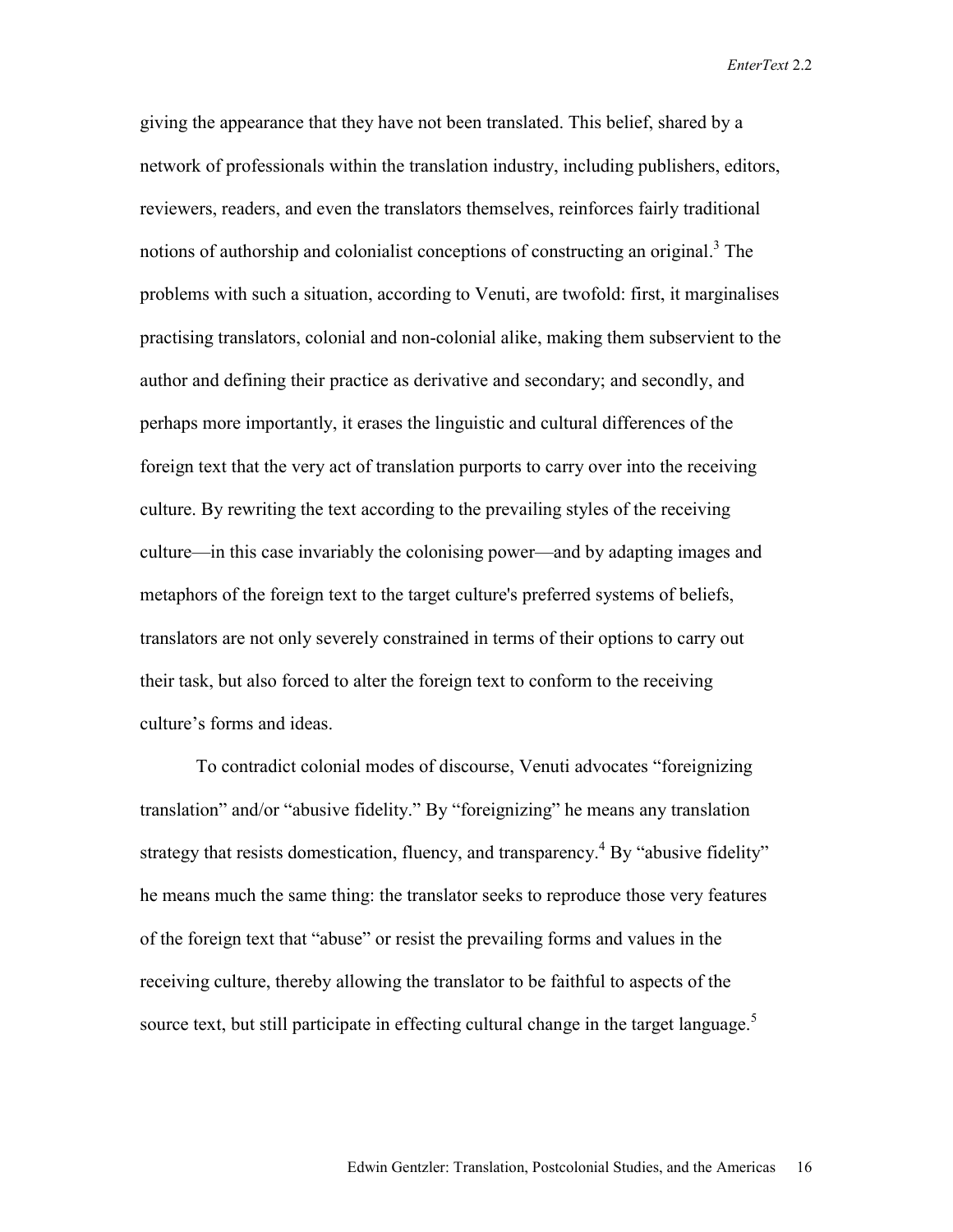giving the appearance that they have not been translated. This belief, shared by a network of professionals within the translation industry, including publishers, editors, reviewers, readers, and even the translators themselves, reinforces fairly traditional notions of authorship and colonialist conceptions of constructing an original.[3] The problems with such a situation, according to Venuti, are twofold: first, it marginalises practising translators, colonial and non-colonial alike, making them subservient to the author and defining their practice as derivative and secondary; and secondly, and perhaps more importantly, it erases the linguistic and cultural differences of the foreign text that the very act of translation purports to carry over into the receiving culture. By rewriting the text according to the prevailing styles of the receiving culture—in this case invariably the colonising power—and by adapting images and metaphors of the foreign text to the target culture's preferred systems of beliefs, translators are not only severely constrained in terms of their options to carry out their task, but also forced to alter the foreign text to conform to the receiving culture's forms and ideas.

To contradict colonial modes of discourse, Venuti advocates "foreignizing translation" and/or "abusive fidelity." By "foreignizing" he means any translation strategy that resists domestication, fluency, and transparency.[4] By "abusive fidelity" he means much the same thing: the translator seeks to reproduce those very features of the foreign text that "abuse" or resist the prevailing forms and values in the receiving culture, thereby allowing the translator to be faithful to aspects of the source text, but still participate in effecting cultural change in the target language.[5]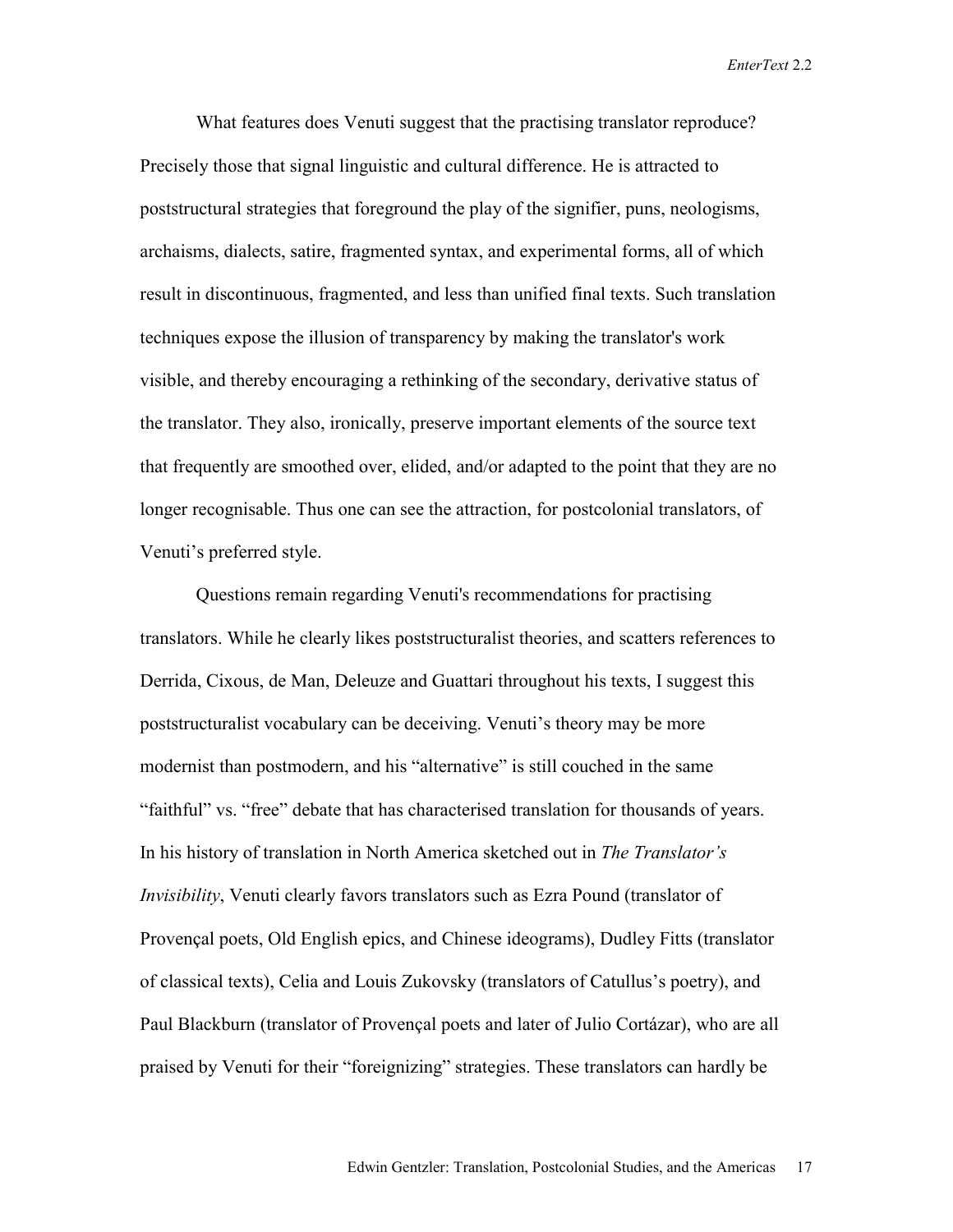What features does Venuti suggest that the practising translator reproduce? Precisely those that signal linguistic and cultural difference. He is attracted to poststructural strategies that foreground the play of the signifier, puns, neologisms, archaisms, dialects, satire, fragmented syntax, and experimental forms, all of which result in discontinuous, fragmented, and less than unified final texts. Such translation techniques expose the illusion of transparency by making the translator's work visible, and thereby encouraging a rethinking of the secondary, derivative status of the translator. They also, ironically, preserve important elements of the source text that frequently are smoothed over, elided, and/or adapted to the point that they are no longer recognisable. Thus one can see the attraction, for postcolonial translators, of Venuti's preferred style.

Questions remain regarding Venuti's recommendations for practising translators. While he clearly likes poststructuralist theories, and scatters references to Derrida, Cixous, de Man, Deleuze and Guattari throughout his texts, I suggest this poststructuralist vocabulary can be deceiving. Venuti's theory may be more modernist than postmodern, and his "alternative" is still couched in the same "faithful" vs. "free" debate that has characterised translation for thousands of years. In his history of translation in North America sketched out in *The Translator's Invisibility*, Venuti clearly favors translators such as Ezra Pound (translator of Provençal poets, Old English epics, and Chinese ideograms), Dudley Fitts (translator of classical texts), Celia and Louis Zukovsky (translators of Catullus's poetry), and Paul Blackburn (translator of Provençal poets and later of Julio Cortázar), who are all praised by Venuti for their "foreignizing" strategies. These translators can hardly be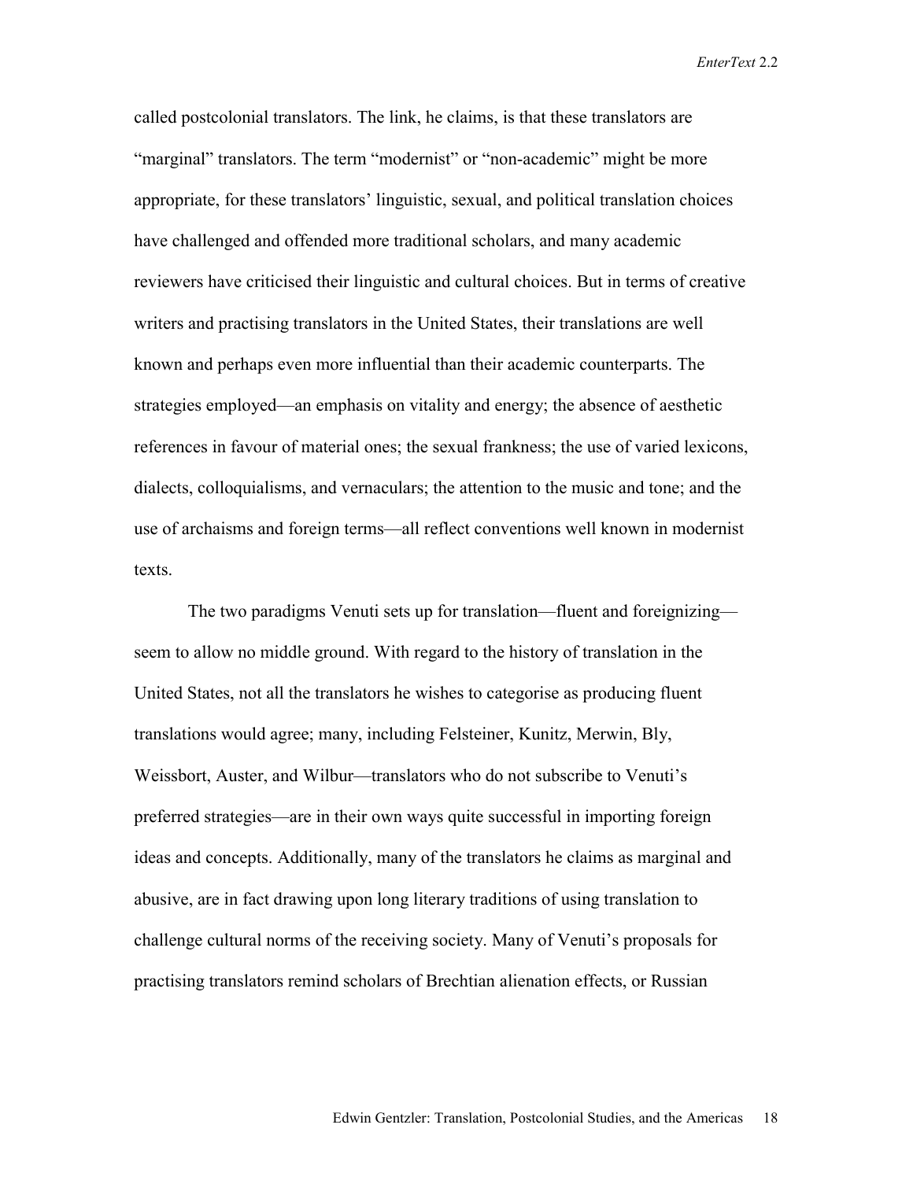called postcolonial translators. The link, he claims, is that these translators are "marginal" translators. The term "modernist" or "non-academic" might be more appropriate, for these translators' linguistic, sexual, and political translation choices have challenged and offended more traditional scholars, and many academic reviewers have criticised their linguistic and cultural choices. But in terms of creative writers and practising translators in the United States, their translations are well known and perhaps even more influential than their academic counterparts. The strategies employed—an emphasis on vitality and energy; the absence of aesthetic references in favour of material ones; the sexual frankness; the use of varied lexicons, dialects, colloquialisms, and vernaculars; the attention to the music and tone; and the use of archaisms and foreign terms—all reflect conventions well known in modernist texts.

The two paradigms Venuti sets up for translation—fluent and foreignizing—seem to allow no middle ground. With regard to the history of translation in the United States, not all the translators he wishes to categorise as producing fluent translations would agree; many, including Felsteiner, Kunitz, Merwin, Bly, Weissbort, Auster, and Wilbur—translators who do not subscribe to Venuti's preferred strategies—are in their own ways quite successful in importing foreign ideas and concepts. Additionally, many of the translators he claims as marginal and abusive, are in fact drawing upon long literary traditions of using translation to challenge cultural norms of the receiving society. Many of Venuti's proposals for practising translators remind scholars of Brechtian alienation effects, or Russian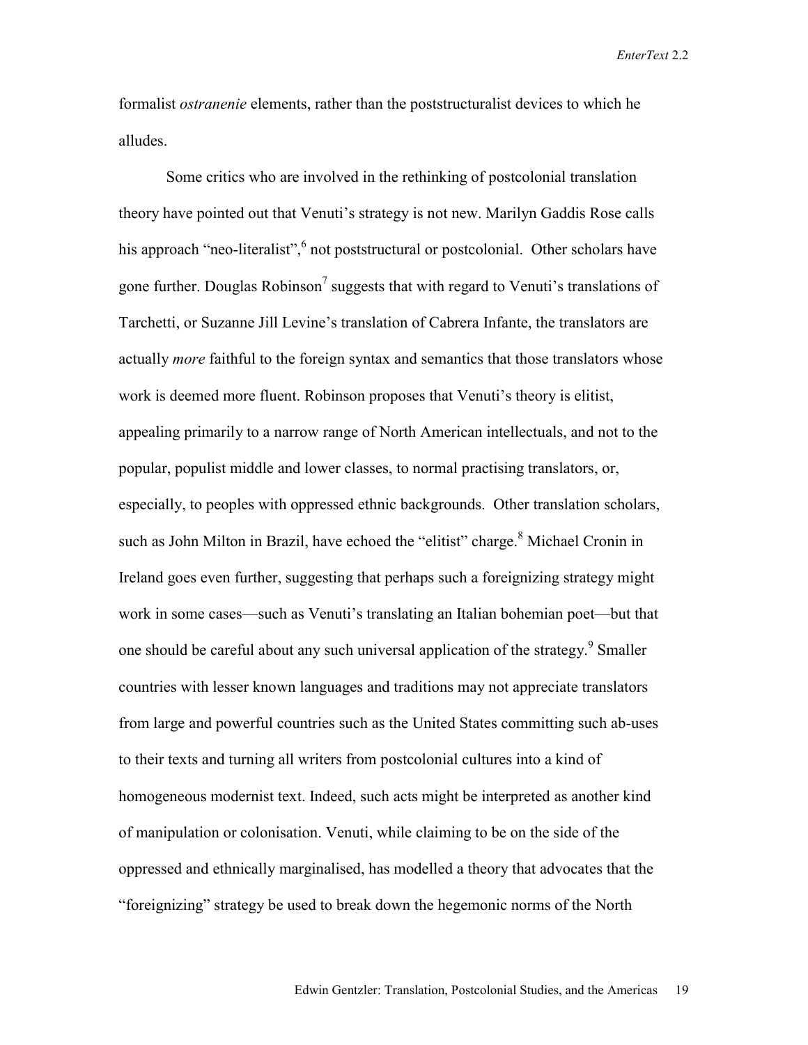formalist *ostranenie* elements, rather than the poststructuralist devices to which he alludes.

Some critics who are involved in the rethinking of postcolonial translation theory have pointed out that Venuti's strategy is not new. Marilyn Gaddis Rose calls his approach "neo-literalist",[6] not poststructural or postcolonial. Other scholars have gone further. Douglas Robinson[7] suggests that with regard to Venuti's translations of Tarchetti, or Suzanne Jill Levine's translation of Cabrera Infante, the translators are actually *more* faithful to the foreign syntax and semantics that those translators whose work is deemed more fluent. Robinson proposes that Venuti's theory is elitist, appealing primarily to a narrow range of North American intellectuals, and not to the popular, populist middle and lower classes, to normal practising translators, or, especially, to peoples with oppressed ethnic backgrounds. Other translation scholars, such as John Milton in Brazil, have echoed the "elitist" charge.[8] Michael Cronin in Ireland goes even further, suggesting that perhaps such a foreignizing strategy might work in some cases—such as Venuti's translating an Italian bohemian poet—but that one should be careful about any such universal application of the strategy.[9] Smaller countries with lesser known languages and traditions may not appreciate translators from large and powerful countries such as the United States committing such ab-uses to their texts and turning all writers from postcolonial cultures into a kind of homogeneous modernist text. Indeed, such acts might be interpreted as another kind of manipulation or colonisation. Venuti, while claiming to be on the side of the oppressed and ethnically marginalised, has modelled a theory that advocates that the "foreignizing" strategy be used to break down the hegemonic norms of the North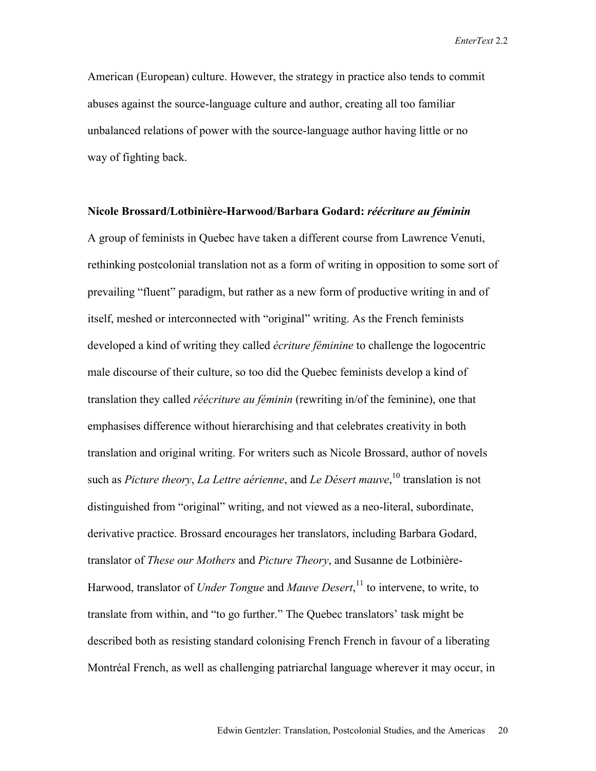American (European) culture. However, the strategy in practice also tends to commit abuses against the source-language culture and author, creating all too familiar unbalanced relations of power with the source-language author having little or no way of fighting back.

**Nicole Brossard/Lotbinière-Harwood/Barbara Godard: *réécriture au féminin***

A group of feminists in Quebec have taken a different course from Lawrence Venuti, rethinking postcolonial translation not as a form of writing in opposition to some sort of prevailing "fluent" paradigm, but rather as a new form of productive writing in and of itself, meshed or interconnected with "original" writing. As the French feminists developed a kind of writing they called *écriture féminine* to challenge the logocentric male discourse of their culture, so too did the Quebec feminists develop a kind of translation they called *réécriture au féminin* (rewriting in/of the feminine), one that emphasises difference without hierarchising and that celebrates creativity in both translation and original writing. For writers such as Nicole Brossard, author of novels such as *Picture theory*, *La Lettre aérienne*, and *Le Désert mauve*,[10] translation is not distinguished from "original" writing, and not viewed as a neo-literal, subordinate, derivative practice. Brossard encourages her translators, including Barbara Godard, translator of *These our Mothers* and *Picture Theory*, and Susanne de Lotbinière-Harwood, translator of *Under Tongue* and *Mauve Desert*,[11] to intervene, to write, to translate from within, and "to go further." The Quebec translators' task might be described both as resisting standard colonising French French in favour of a liberating Montréal French, as well as challenging patriarchal language wherever it may occur, in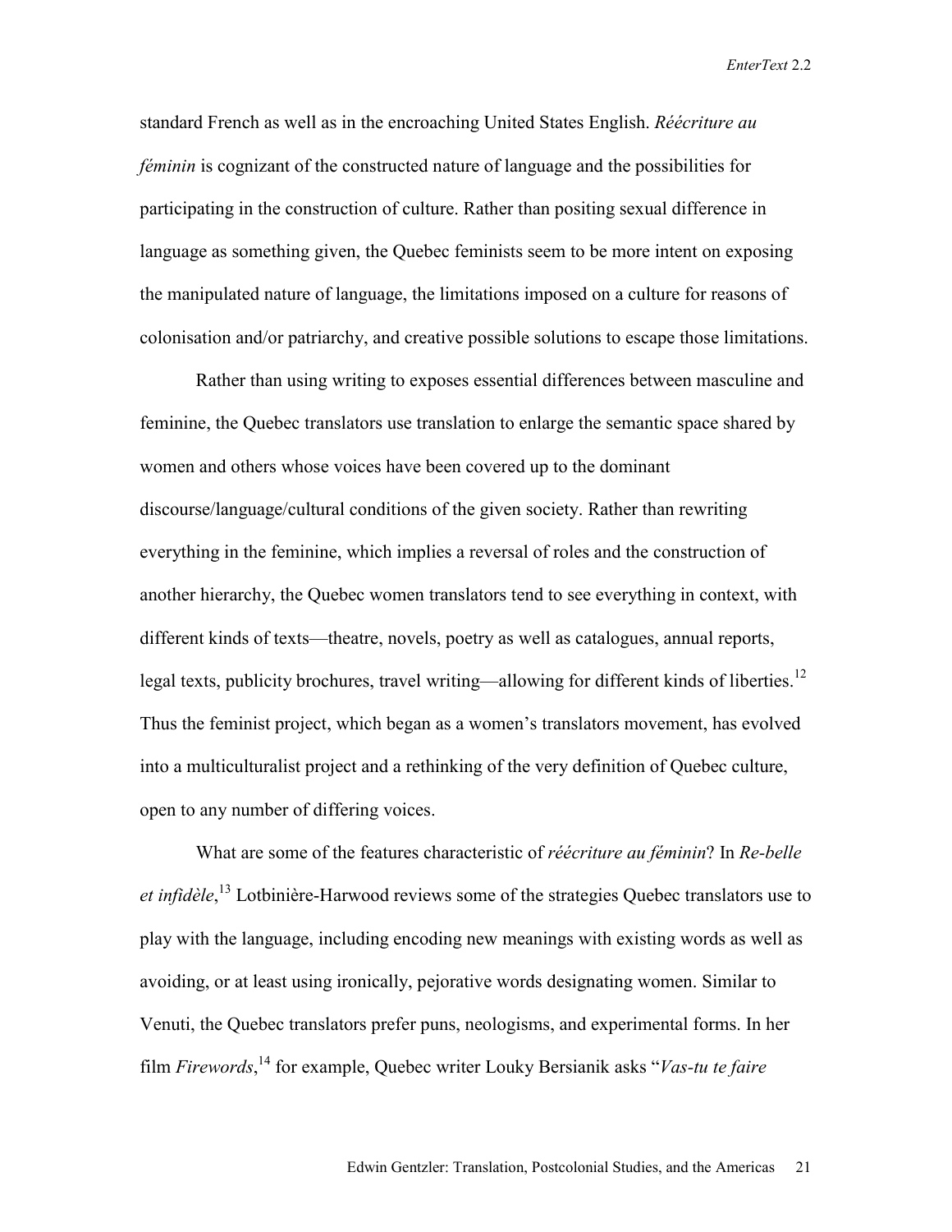standard French as well as in the encroaching United States English. *Réécriture au féminin* is cognizant of the constructed nature of language and the possibilities for participating in the construction of culture. Rather than positing sexual difference in language as something given, the Quebec feminists seem to be more intent on exposing the manipulated nature of language, the limitations imposed on a culture for reasons of colonisation and/or patriarchy, and creative possible solutions to escape those limitations.

Rather than using writing to exposes essential differences between masculine and feminine, the Quebec translators use translation to enlarge the semantic space shared by women and others whose voices have been covered up to the dominant discourse/language/cultural conditions of the given society. Rather than rewriting everything in the feminine, which implies a reversal of roles and the construction of another hierarchy, the Quebec women translators tend to see everything in context, with different kinds of texts—theatre, novels, poetry as well as catalogues, annual reports, legal texts, publicity brochures, travel writing—allowing for different kinds of liberties.[12] Thus the feminist project, which began as a women's translators movement, has evolved into a multiculturalist project and a rethinking of the very definition of Quebec culture, open to any number of differing voices.

What are some of the features characteristic of *réécriture au féminin*? In *Re-belle et infidèle*,[13] Lotbinière-Harwood reviews some of the strategies Quebec translators use to play with the language, including encoding new meanings with existing words as well as avoiding, or at least using ironically, pejorative words designating women. Similar to Venuti, the Quebec translators prefer puns, neologisms, and experimental forms. In her film *Firewords*,[14] for example, Quebec writer Louky Bersianik asks "*Vas-tu te faire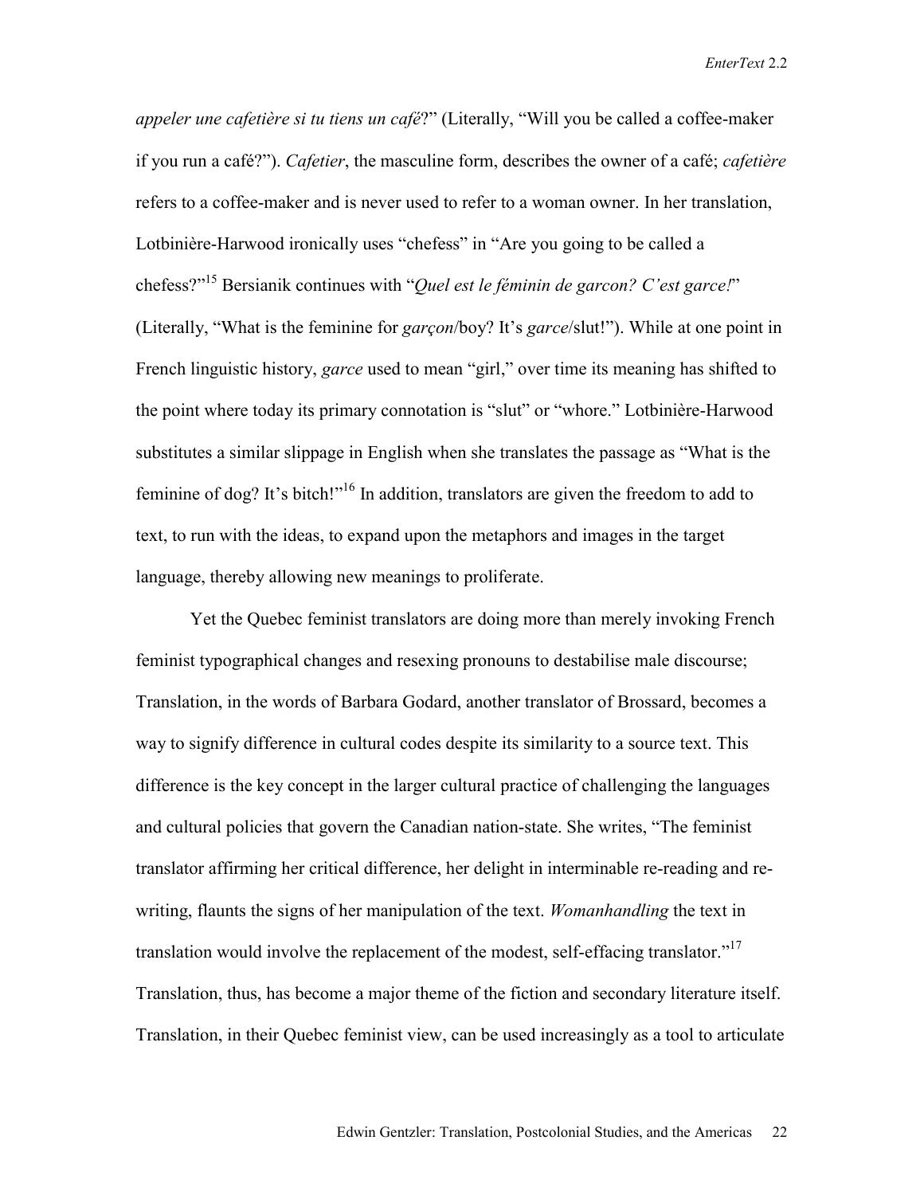*appeler une cafetière si tu tiens un café*?" (Literally, "Will you be called a coffee-maker if you run a café?"). *Cafetier*, the masculine form, describes the owner of a café; *cafetière* refers to a coffee-maker and is never used to refer to a woman owner. In her translation, Lotbinière-Harwood ironically uses "chefess" in "Are you going to be called a chefess?"[15] Bersianik continues with "*Quel est le féminin de garcon? C'est garce!*" (Literally, "What is the feminine for *garçon*/boy? It's *garce*/slut!"). While at one point in French linguistic history, *garce* used to mean "girl," over time its meaning has shifted to the point where today its primary connotation is "slut" or "whore." Lotbinière-Harwood substitutes a similar slippage in English when she translates the passage as "What is the feminine of dog? It's bitch!"[16] In addition, translators are given the freedom to add to text, to run with the ideas, to expand upon the metaphors and images in the target language, thereby allowing new meanings to proliferate.

Yet the Quebec feminist translators are doing more than merely invoking French feminist typographical changes and resexing pronouns to destabilise male discourse; Translation, in the words of Barbara Godard, another translator of Brossard, becomes a way to signify difference in cultural codes despite its similarity to a source text. This difference is the key concept in the larger cultural practice of challenging the languages and cultural policies that govern the Canadian nation-state. She writes, "The feminist translator affirming her critical difference, her delight in interminable re-reading and re-writing, flaunts the signs of her manipulation of the text. *Womanhandling* the text in translation would involve the replacement of the modest, self-effacing translator."[17] Translation, thus, has become a major theme of the fiction and secondary literature itself. Translation, in their Quebec feminist view, can be used increasingly as a tool to articulate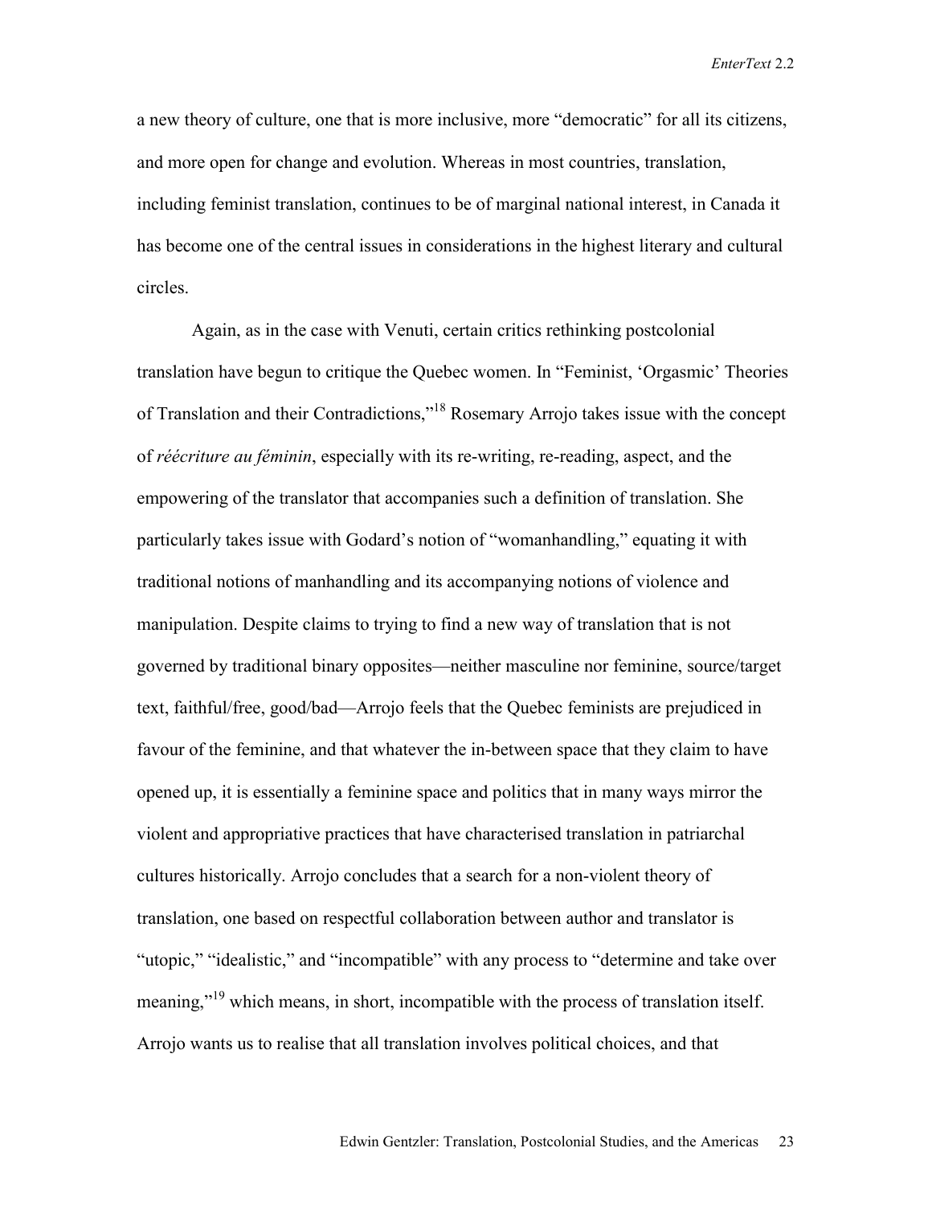a new theory of culture, one that is more inclusive, more "democratic" for all its citizens, and more open for change and evolution. Whereas in most countries, translation, including feminist translation, continues to be of marginal national interest, in Canada it has become one of the central issues in considerations in the highest literary and cultural circles.

Again, as in the case with Venuti, certain critics rethinking postcolonial translation have begun to critique the Quebec women. In "Feminist, 'Orgasmic' Theories of Translation and their Contradictions,"[18] Rosemary Arrojo takes issue with the concept of *réécriture au féminin*, especially with its re-writing, re-reading, aspect, and the empowering of the translator that accompanies such a definition of translation. She particularly takes issue with Godard's notion of "womanhandling," equating it with traditional notions of manhandling and its accompanying notions of violence and manipulation. Despite claims to trying to find a new way of translation that is not governed by traditional binary opposites—neither masculine nor feminine, source/target text, faithful/free, good/bad—Arrojo feels that the Quebec feminists are prejudiced in favour of the feminine, and that whatever the in-between space that they claim to have opened up, it is essentially a feminine space and politics that in many ways mirror the violent and appropriative practices that have characterised translation in patriarchal cultures historically. Arrojo concludes that a search for a non-violent theory of translation, one based on respectful collaboration between author and translator is "utopic," "idealistic," and "incompatible" with any process to "determine and take over meaning,"[19] which means, in short, incompatible with the process of translation itself. Arrojo wants us to realise that all translation involves political choices, and that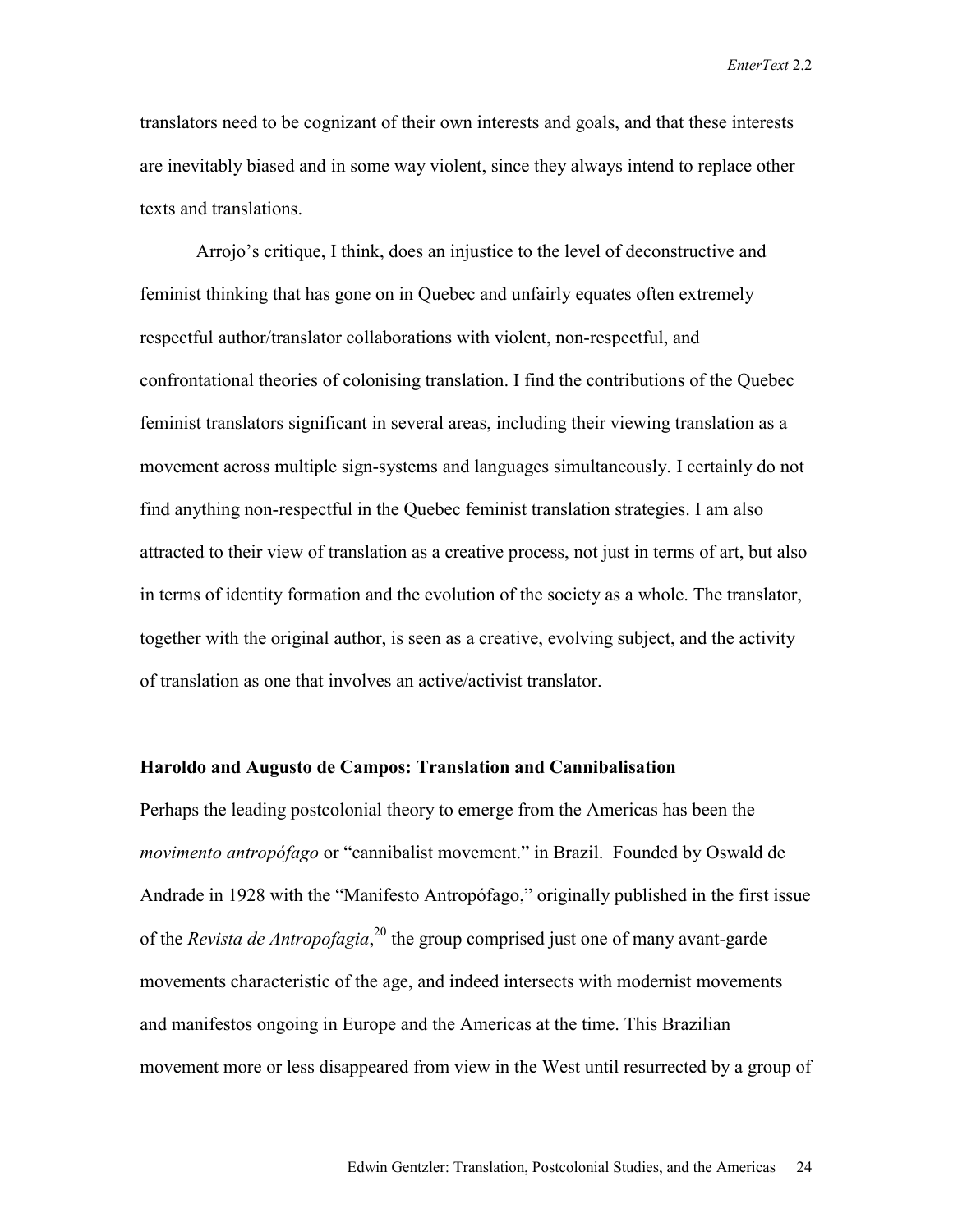translators need to be cognizant of their own interests and goals, and that these interests are inevitably biased and in some way violent, since they always intend to replace other texts and translations.

Arrojo's critique, I think, does an injustice to the level of deconstructive and feminist thinking that has gone on in Quebec and unfairly equates often extremely respectful author/translator collaborations with violent, non-respectful, and confrontational theories of colonising translation. I find the contributions of the Quebec feminist translators significant in several areas, including their viewing translation as a movement across multiple sign-systems and languages simultaneously. I certainly do not find anything non-respectful in the Quebec feminist translation strategies. I am also attracted to their view of translation as a creative process, not just in terms of art, but also in terms of identity formation and the evolution of the society as a whole. The translator, together with the original author, is seen as a creative, evolving subject, and the activity of translation as one that involves an active/activist translator.

### Haroldo and Augusto de Campos: Translation and Cannibalisation

Perhaps the leading postcolonial theory to emerge from the Americas has been the *movimento antropófago* or "cannibalist movement." in Brazil. Founded by Oswald de Andrade in 1928 with the "Manifesto Antropófago," originally published in the first issue of the *Revista de Antropofagia*,[20] the group comprised just one of many avant-garde movements characteristic of the age, and indeed intersects with modernist movements and manifestos ongoing in Europe and the Americas at the time. This Brazilian movement more or less disappeared from view in the West until resurrected by a group of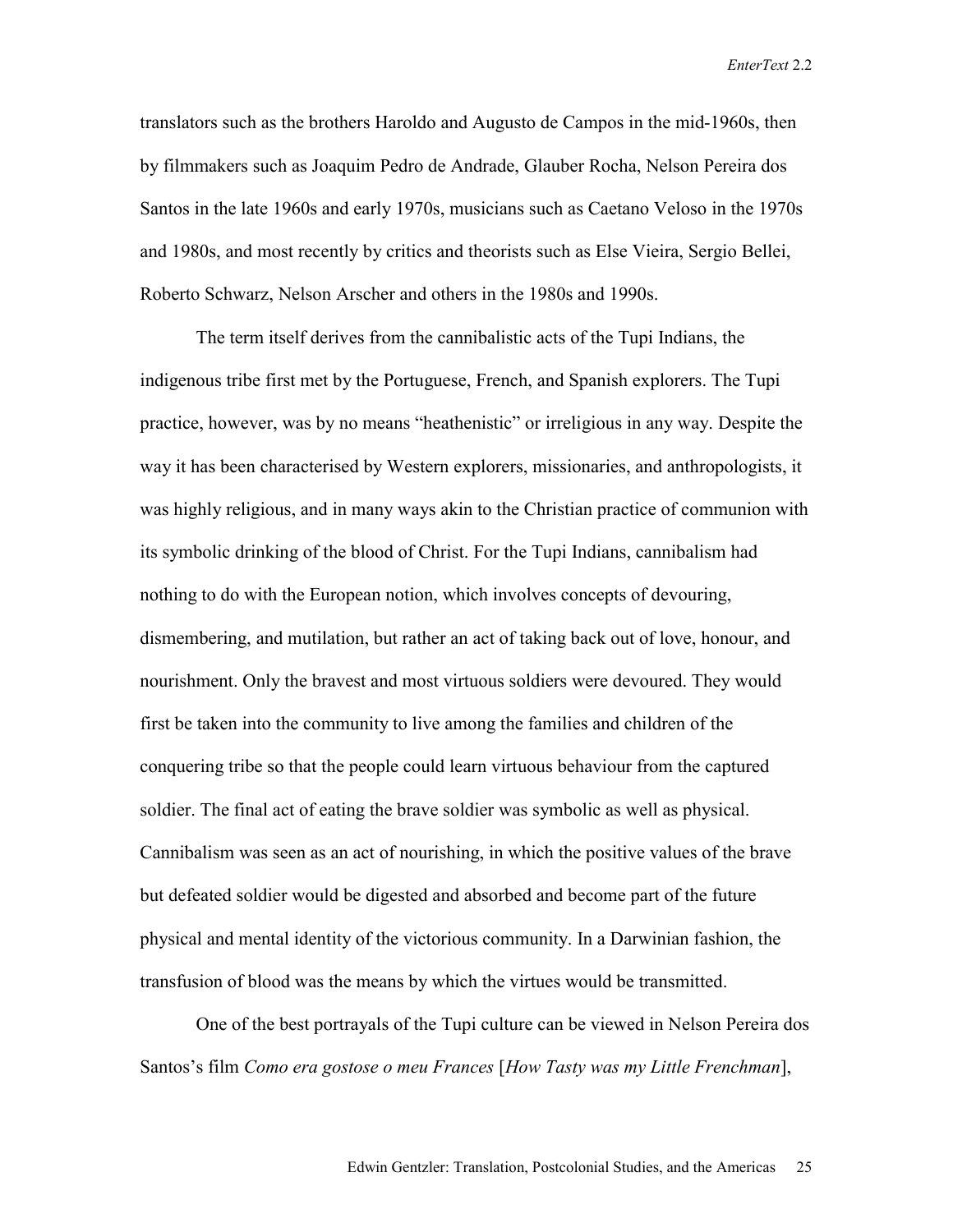translators such as the brothers Haroldo and Augusto de Campos in the mid-1960s, then by filmmakers such as Joaquim Pedro de Andrade, Glauber Rocha, Nelson Pereira dos Santos in the late 1960s and early 1970s, musicians such as Caetano Veloso in the 1970s and 1980s, and most recently by critics and theorists such as Else Vieira, Sergio Bellei, Roberto Schwarz, Nelson Arscher and others in the 1980s and 1990s.

The term itself derives from the cannibalistic acts of the Tupi Indians, the indigenous tribe first met by the Portuguese, French, and Spanish explorers. The Tupi practice, however, was by no means "heathenistic" or irreligious in any way. Despite the way it has been characterised by Western explorers, missionaries, and anthropologists, it was highly religious, and in many ways akin to the Christian practice of communion with its symbolic drinking of the blood of Christ. For the Tupi Indians, cannibalism had nothing to do with the European notion, which involves concepts of devouring, dismembering, and mutilation, but rather an act of taking back out of love, honour, and nourishment. Only the bravest and most virtuous soldiers were devoured. They would first be taken into the community to live among the families and children of the conquering tribe so that the people could learn virtuous behaviour from the captured soldier. The final act of eating the brave soldier was symbolic as well as physical. Cannibalism was seen as an act of nourishing, in which the positive values of the brave but defeated soldier would be digested and absorbed and become part of the future physical and mental identity of the victorious community. In a Darwinian fashion, the transfusion of blood was the means by which the virtues would be transmitted.

One of the best portrayals of the Tupi culture can be viewed in Nelson Pereira dos Santos's film *Como era gostose o meu Frances* [*How Tasty was my Little Frenchman*],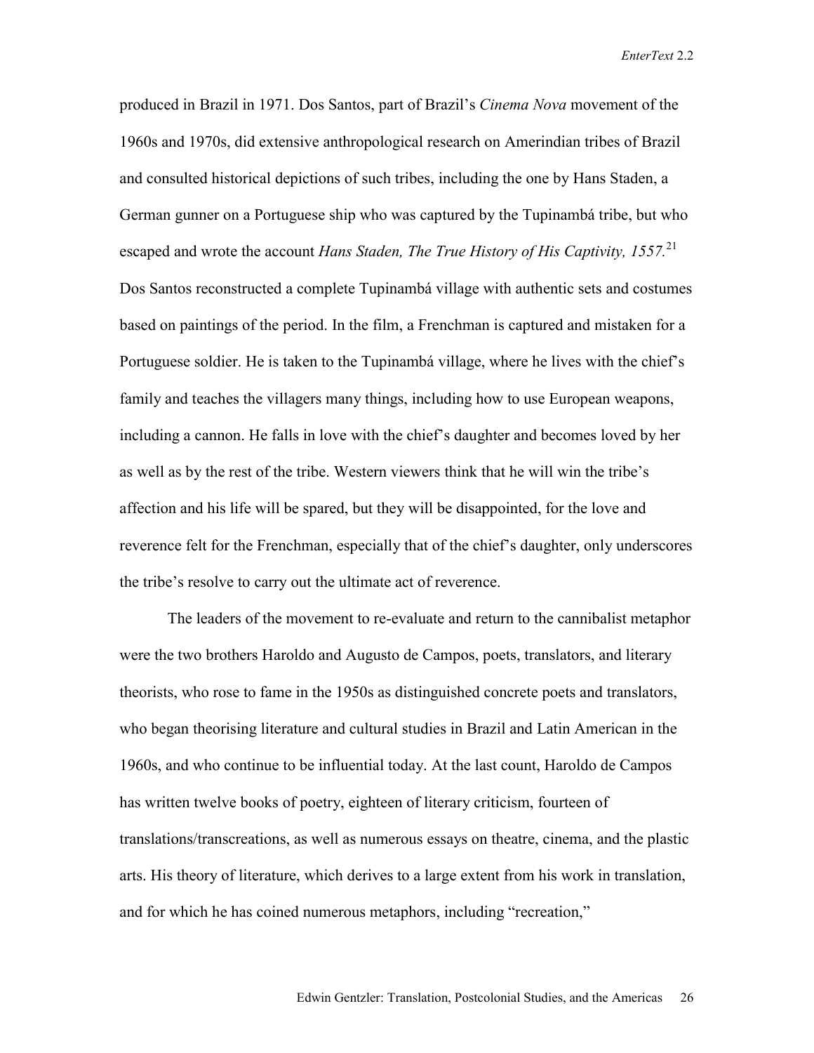produced in Brazil in 1971. Dos Santos, part of Brazil's *Cinema Nova* movement of the 1960s and 1970s, did extensive anthropological research on Amerindian tribes of Brazil and consulted historical depictions of such tribes, including the one by Hans Staden, a German gunner on a Portuguese ship who was captured by the Tupinambá tribe, but who escaped and wrote the account *Hans Staden, The True History of His Captivity, 1557*.[21] Dos Santos reconstructed a complete Tupinambá village with authentic sets and costumes based on paintings of the period. In the film, a Frenchman is captured and mistaken for a Portuguese soldier. He is taken to the Tupinambá village, where he lives with the chief's family and teaches the villagers many things, including how to use European weapons, including a cannon. He falls in love with the chief's daughter and becomes loved by her as well as by the rest of the tribe. Western viewers think that he will win the tribe's affection and his life will be spared, but they will be disappointed, for the love and reverence felt for the Frenchman, especially that of the chief's daughter, only underscores the tribe's resolve to carry out the ultimate act of reverence.

The leaders of the movement to re-evaluate and return to the cannibalist metaphor were the two brothers Haroldo and Augusto de Campos, poets, translators, and literary theorists, who rose to fame in the 1950s as distinguished concrete poets and translators, who began theorising literature and cultural studies in Brazil and Latin American in the 1960s, and who continue to be influential today. At the last count, Haroldo de Campos has written twelve books of poetry, eighteen of literary criticism, fourteen of translations/transcreations, as well as numerous essays on theatre, cinema, and the plastic arts. His theory of literature, which derives to a large extent from his work in translation, and for which he has coined numerous metaphors, including "recreation,"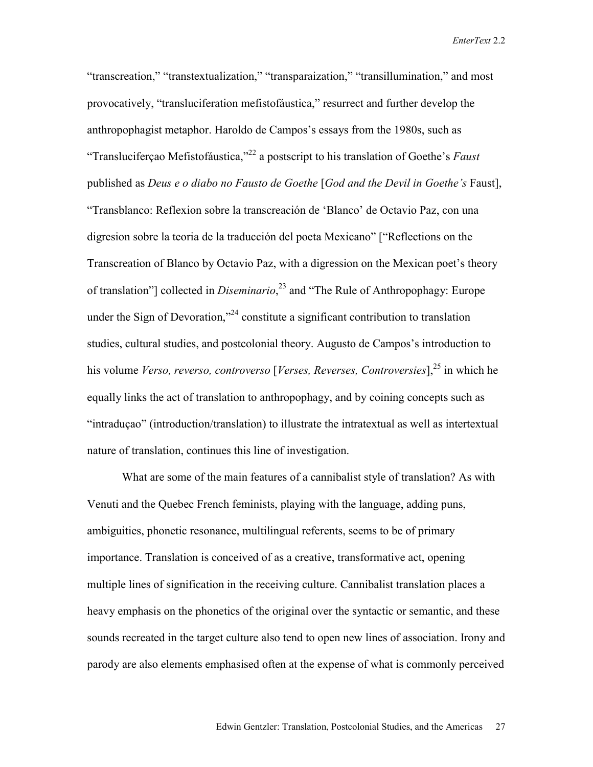"transcreation," "transtextualization," "transparaization," "transillumination," and most provocatively, "transluciferation mefistofáustica," resurrect and further develop the anthropophagist metaphor. Haroldo de Campos's essays from the 1980s, such as "Transluciferçao Mefistofáustica,"[22] a postscript to his translation of Goethe's *Faust* published as *Deus e o diabo no Fausto de Goethe* [*God and the Devil in Goethe's* Faust], "Transblanco: Reflexion sobre la transcreación de 'Blanco' de Octavio Paz, con una digresion sobre la teoria de la traducción del poeta Mexicano" ["Reflections on the Transcreation of Blanco by Octavio Paz, with a digression on the Mexican poet's theory of translation"] collected in *Diseminario*,[23] and "The Rule of Anthropophagy: Europe under the Sign of Devoration,"[24] constitute a significant contribution to translation studies, cultural studies, and postcolonial theory. Augusto de Campos's introduction to his volume *Verso, reverso, controverso* [*Verses, Reverses, Controversies*],[25] in which he equally links the act of translation to anthropophagy, and by coining concepts such as "intraduçao" (introduction/translation) to illustrate the intratextual as well as intertextual nature of translation, continues this line of investigation.

What are some of the main features of a cannibalist style of translation? As with Venuti and the Quebec French feminists, playing with the language, adding puns, ambiguities, phonetic resonance, multilingual referents, seems to be of primary importance. Translation is conceived of as a creative, transformative act, opening multiple lines of signification in the receiving culture. Cannibalist translation places a heavy emphasis on the phonetics of the original over the syntactic or semantic, and these sounds recreated in the target culture also tend to open new lines of association. Irony and parody are also elements emphasised often at the expense of what is commonly perceived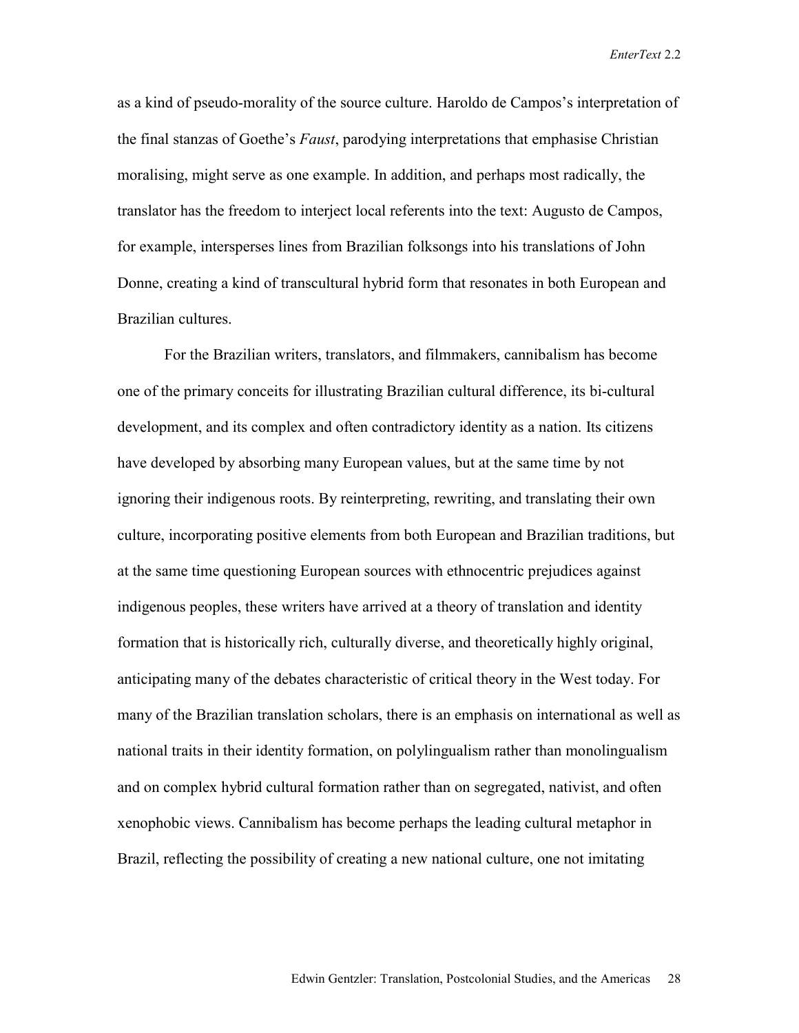as a kind of pseudo-morality of the source culture. Haroldo de Campos's interpretation of the final stanzas of Goethe's *Faust*, parodying interpretations that emphasise Christian moralising, might serve as one example. In addition, and perhaps most radically, the translator has the freedom to interject local referents into the text: Augusto de Campos, for example, intersperses lines from Brazilian folksongs into his translations of John Donne, creating a kind of transcultural hybrid form that resonates in both European and Brazilian cultures.

For the Brazilian writers, translators, and filmmakers, cannibalism has become one of the primary conceits for illustrating Brazilian cultural difference, its bi-cultural development, and its complex and often contradictory identity as a nation. Its citizens have developed by absorbing many European values, but at the same time by not ignoring their indigenous roots. By reinterpreting, rewriting, and translating their own culture, incorporating positive elements from both European and Brazilian traditions, but at the same time questioning European sources with ethnocentric prejudices against indigenous peoples, these writers have arrived at a theory of translation and identity formation that is historically rich, culturally diverse, and theoretically highly original, anticipating many of the debates characteristic of critical theory in the West today. For many of the Brazilian translation scholars, there is an emphasis on international as well as national traits in their identity formation, on polylingualism rather than monolingualism and on complex hybrid cultural formation rather than on segregated, nativist, and often xenophobic views. Cannibalism has become perhaps the leading cultural metaphor in Brazil, reflecting the possibility of creating a new national culture, one not imitating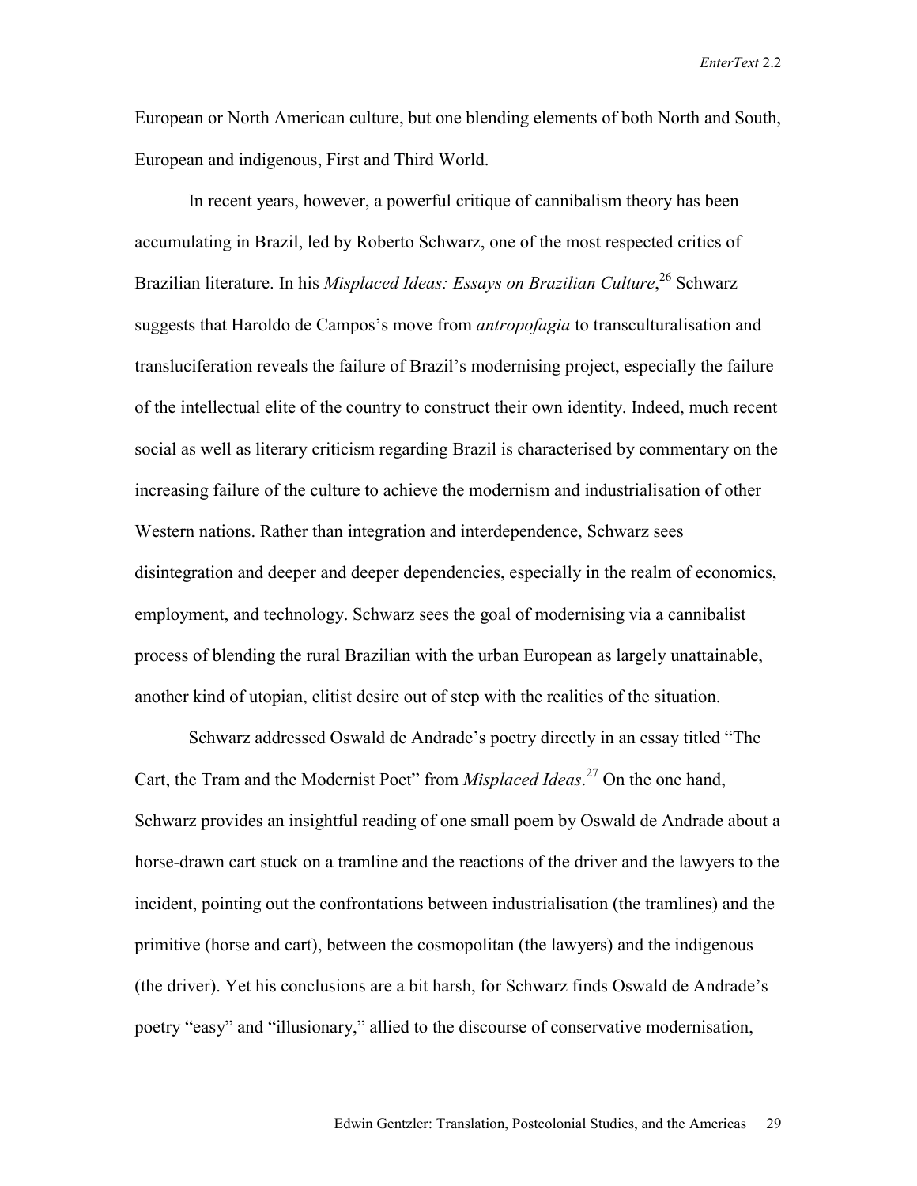European or North American culture, but one blending elements of both North and South, European and indigenous, First and Third World.

In recent years, however, a powerful critique of cannibalism theory has been accumulating in Brazil, led by Roberto Schwarz, one of the most respected critics of Brazilian literature. In his *Misplaced Ideas: Essays on Brazilian Culture*,[26] Schwarz suggests that Haroldo de Campos's move from *antropofagia* to transculturalisation and transluciferation reveals the failure of Brazil's modernising project, especially the failure of the intellectual elite of the country to construct their own identity. Indeed, much recent social as well as literary criticism regarding Brazil is characterised by commentary on the increasing failure of the culture to achieve the modernism and industrialisation of other Western nations. Rather than integration and interdependence, Schwarz sees disintegration and deeper and deeper dependencies, especially in the realm of economics, employment, and technology. Schwarz sees the goal of modernising via a cannibalist process of blending the rural Brazilian with the urban European as largely unattainable, another kind of utopian, elitist desire out of step with the realities of the situation.

Schwarz addressed Oswald de Andrade's poetry directly in an essay titled "The Cart, the Tram and the Modernist Poet" from *Misplaced Ideas*.[27] On the one hand, Schwarz provides an insightful reading of one small poem by Oswald de Andrade about a horse-drawn cart stuck on a tramline and the reactions of the driver and the lawyers to the incident, pointing out the confrontations between industrialisation (the tramlines) and the primitive (horse and cart), between the cosmopolitan (the lawyers) and the indigenous (the driver). Yet his conclusions are a bit harsh, for Schwarz finds Oswald de Andrade's poetry "easy" and "illusionary," allied to the discourse of conservative modernisation,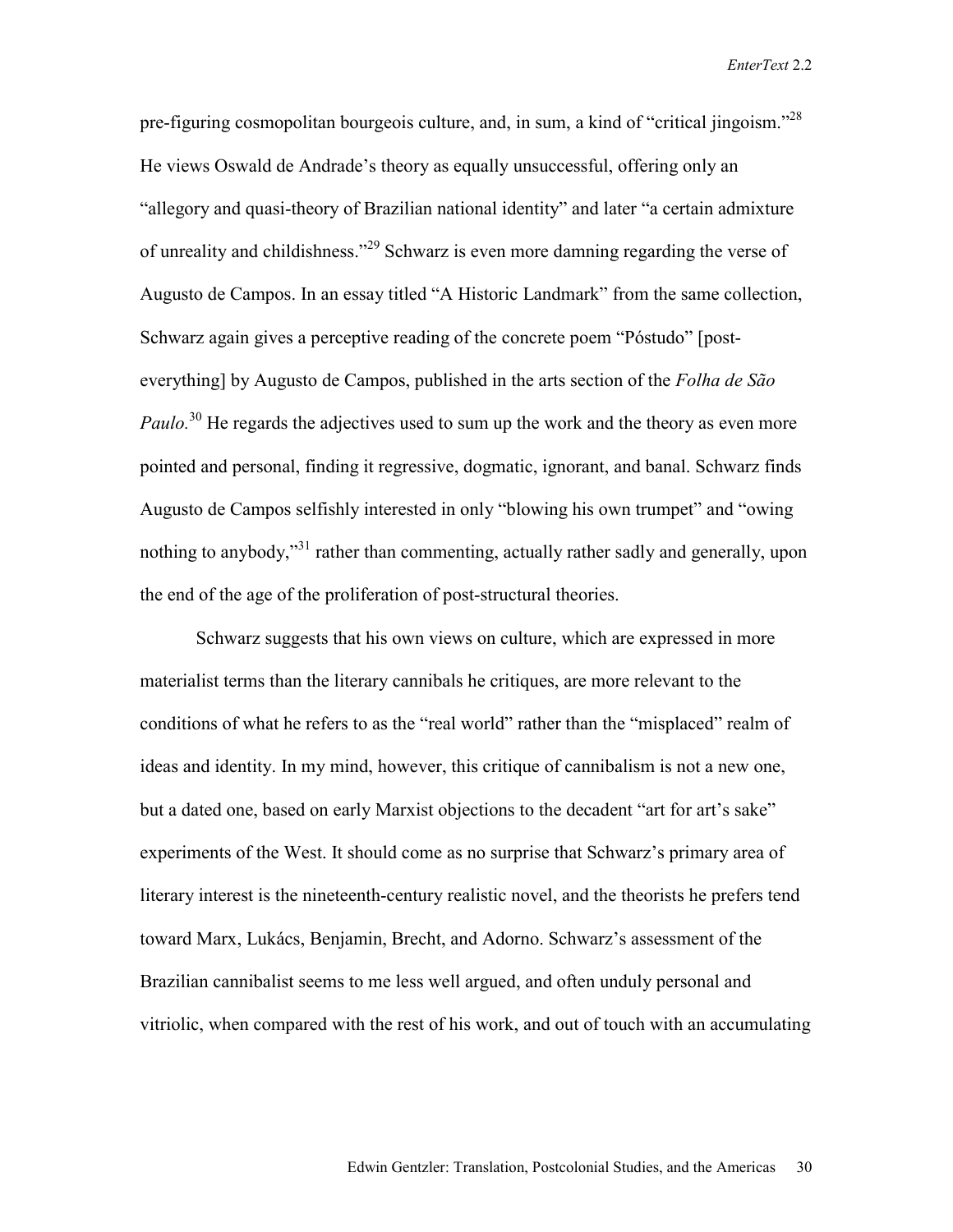pre-figuring cosmopolitan bourgeois culture, and, in sum, a kind of "critical jingoism."[28] He views Oswald de Andrade's theory as equally unsuccessful, offering only an "allegory and quasi-theory of Brazilian national identity" and later "a certain admixture of unreality and childishness."[29] Schwarz is even more damning regarding the verse of Augusto de Campos. In an essay titled "A Historic Landmark" from the same collection, Schwarz again gives a perceptive reading of the concrete poem "Póstudo" [post-everything] by Augusto de Campos, published in the arts section of the *Folha de São Paulo*.[30] He regards the adjectives used to sum up the work and the theory as even more pointed and personal, finding it regressive, dogmatic, ignorant, and banal. Schwarz finds Augusto de Campos selfishly interested in only "blowing his own trumpet" and "owing nothing to anybody,"[31] rather than commenting, actually rather sadly and generally, upon the end of the age of the proliferation of post-structural theories.

Schwarz suggests that his own views on culture, which are expressed in more materialist terms than the literary cannibals he critiques, are more relevant to the conditions of what he refers to as the "real world" rather than the "misplaced" realm of ideas and identity. In my mind, however, this critique of cannibalism is not a new one, but a dated one, based on early Marxist objections to the decadent "art for art's sake" experiments of the West. It should come as no surprise that Schwarz's primary area of literary interest is the nineteenth-century realistic novel, and the theorists he prefers tend toward Marx, Lukács, Benjamin, Brecht, and Adorno. Schwarz's assessment of the Brazilian cannibalist seems to me less well argued, and often unduly personal and vitriolic, when compared with the rest of his work, and out of touch with an accumulating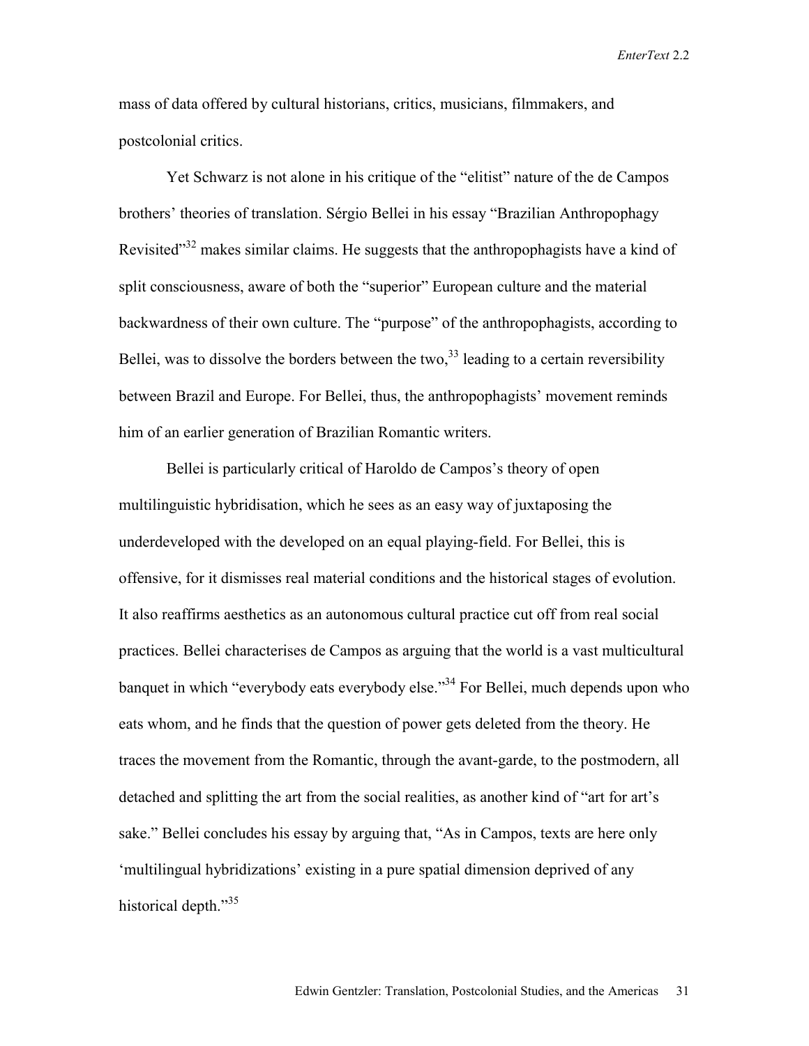mass of data offered by cultural historians, critics, musicians, filmmakers, and postcolonial critics.

Yet Schwarz is not alone in his critique of the "elitist" nature of the de Campos brothers' theories of translation. Sérgio Bellei in his essay "Brazilian Anthropophagy Revisited"[32] makes similar claims. He suggests that the anthropophagists have a kind of split consciousness, aware of both the "superior" European culture and the material backwardness of their own culture. The "purpose" of the anthropophagists, according to Bellei, was to dissolve the borders between the two,[33] leading to a certain reversibility between Brazil and Europe. For Bellei, thus, the anthropophagists' movement reminds him of an earlier generation of Brazilian Romantic writers.

Bellei is particularly critical of Haroldo de Campos's theory of open multilinguistic hybridisation, which he sees as an easy way of juxtaposing the underdeveloped with the developed on an equal playing-field. For Bellei, this is offensive, for it dismisses real material conditions and the historical stages of evolution. It also reaffirms aesthetics as an autonomous cultural practice cut off from real social practices. Bellei characterises de Campos as arguing that the world is a vast multicultural banquet in which "everybody eats everybody else."[34] For Bellei, much depends upon who eats whom, and he finds that the question of power gets deleted from the theory. He traces the movement from the Romantic, through the avant-garde, to the postmodern, all detached and splitting the art from the social realities, as another kind of "art for art's sake." Bellei concludes his essay by arguing that, "As in Campos, texts are here only 'multilingual hybridizations' existing in a pure spatial dimension deprived of any historical depth."[35]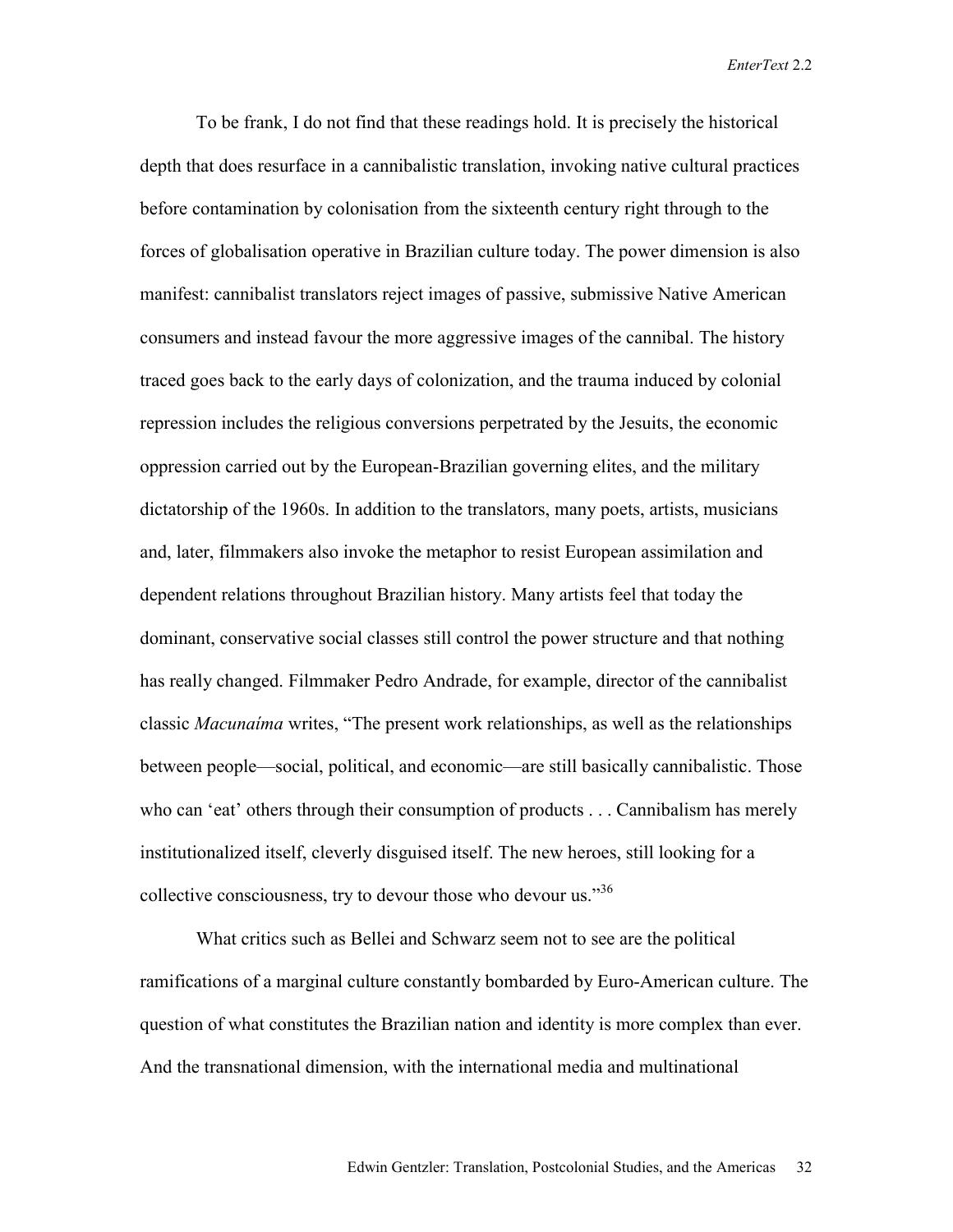To be frank, I do not find that these readings hold. It is precisely the historical depth that does resurface in a cannibalistic translation, invoking native cultural practices before contamination by colonisation from the sixteenth century right through to the forces of globalisation operative in Brazilian culture today. The power dimension is also manifest: cannibalist translators reject images of passive, submissive Native American consumers and instead favour the more aggressive images of the cannibal. The history traced goes back to the early days of colonization, and the trauma induced by colonial repression includes the religious conversions perpetrated by the Jesuits, the economic oppression carried out by the European-Brazilian governing elites, and the military dictatorship of the 1960s. In addition to the translators, many poets, artists, musicians and, later, filmmakers also invoke the metaphor to resist European assimilation and dependent relations throughout Brazilian history. Many artists feel that today the dominant, conservative social classes still control the power structure and that nothing has really changed. Filmmaker Pedro Andrade, for example, director of the cannibalist classic *Macunaíma* writes, "The present work relationships, as well as the relationships between people—social, political, and economic—are still basically cannibalistic. Those who can 'eat' others through their consumption of products . . . Cannibalism has merely institutionalized itself, cleverly disguised itself. The new heroes, still looking for a collective consciousness, try to devour those who devour us."[36]

What critics such as Bellei and Schwarz seem not to see are the political ramifications of a marginal culture constantly bombarded by Euro-American culture. The question of what constitutes the Brazilian nation and identity is more complex than ever. And the transnational dimension, with the international media and multinational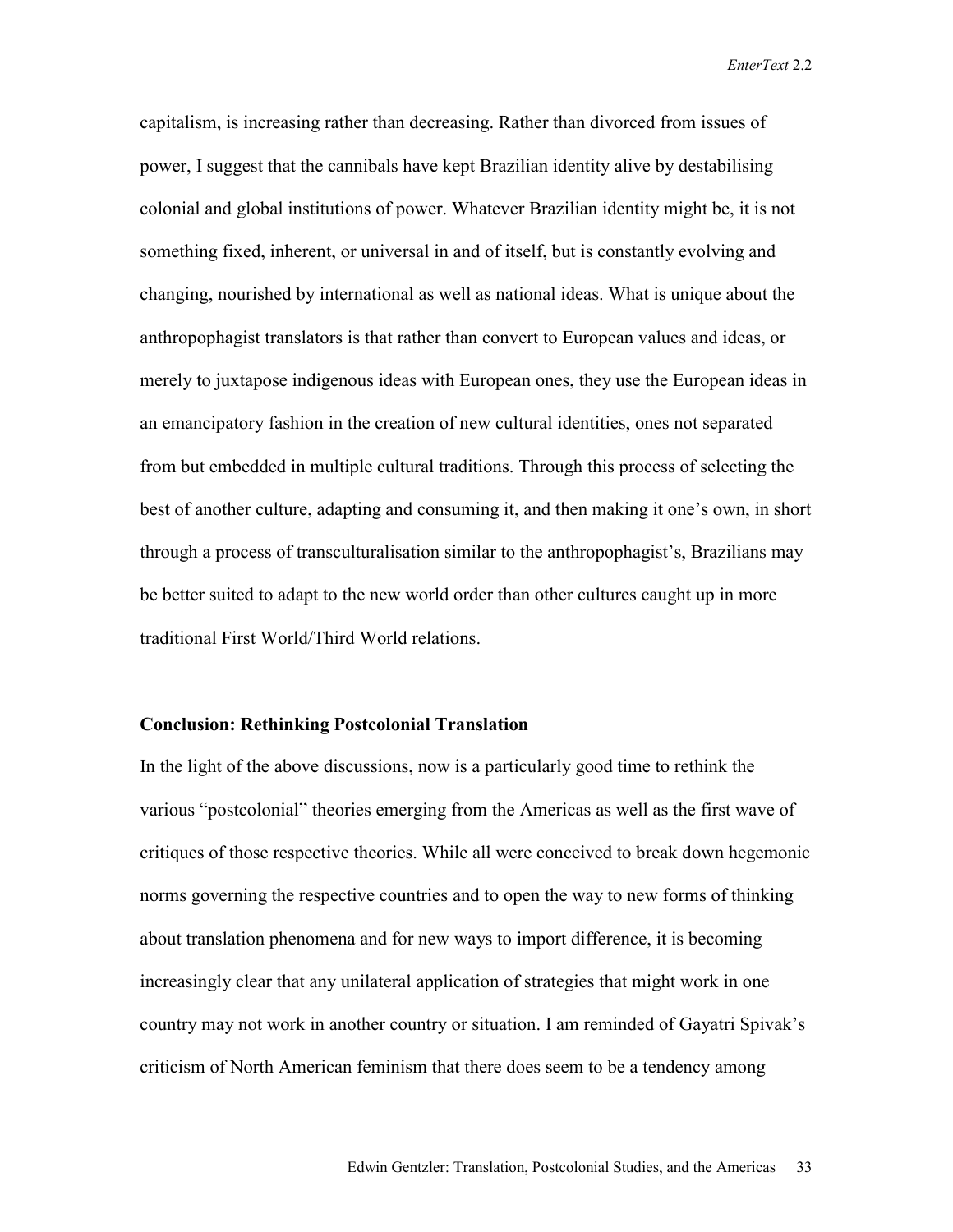capitalism, is increasing rather than decreasing. Rather than divorced from issues of power, I suggest that the cannibals have kept Brazilian identity alive by destabilising colonial and global institutions of power. Whatever Brazilian identity might be, it is not something fixed, inherent, or universal in and of itself, but is constantly evolving and changing, nourished by international as well as national ideas. What is unique about the anthropophagist translators is that rather than convert to European values and ideas, or merely to juxtapose indigenous ideas with European ones, they use the European ideas in an emancipatory fashion in the creation of new cultural identities, ones not separated from but embedded in multiple cultural traditions. Through this process of selecting the best of another culture, adapting and consuming it, and then making it one's own, in short through a process of transculturalisation similar to the anthropophagist's, Brazilians may be better suited to adapt to the new world order than other cultures caught up in more traditional First World/Third World relations.

## Conclusion: Rethinking Postcolonial Translation

In the light of the above discussions, now is a particularly good time to rethink the various "postcolonial" theories emerging from the Americas as well as the first wave of critiques of those respective theories. While all were conceived to break down hegemonic norms governing the respective countries and to open the way to new forms of thinking about translation phenomena and for new ways to import difference, it is becoming increasingly clear that any unilateral application of strategies that might work in one country may not work in another country or situation. I am reminded of Gayatri Spivak's criticism of North American feminism that there does seem to be a tendency among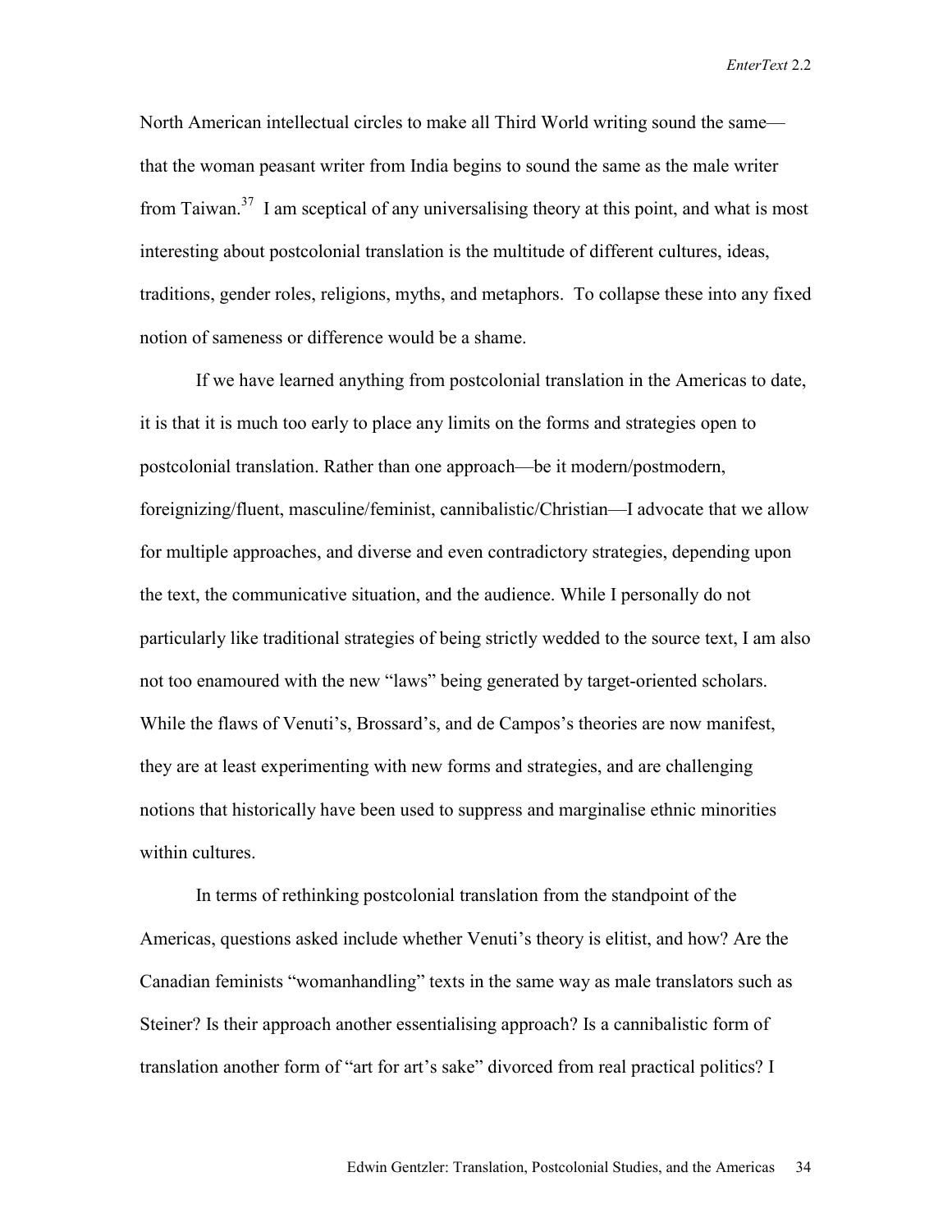North American intellectual circles to make all Third World writing sound the same—that the woman peasant writer from India begins to sound the same as the male writer from Taiwan.[37] I am sceptical of any universalising theory at this point, and what is most interesting about postcolonial translation is the multitude of different cultures, ideas, traditions, gender roles, religions, myths, and metaphors. To collapse these into any fixed notion of sameness or difference would be a shame.

If we have learned anything from postcolonial translation in the Americas to date, it is that it is much too early to place any limits on the forms and strategies open to postcolonial translation. Rather than one approach—be it modern/postmodern, foreignizing/fluent, masculine/feminist, cannibalistic/Christian—I advocate that we allow for multiple approaches, and diverse and even contradictory strategies, depending upon the text, the communicative situation, and the audience. While I personally do not particularly like traditional strategies of being strictly wedded to the source text, I am also not too enamoured with the new "laws" being generated by target-oriented scholars. While the flaws of Venuti's, Brossard's, and de Campos's theories are now manifest, they are at least experimenting with new forms and strategies, and are challenging notions that historically have been used to suppress and marginalise ethnic minorities within cultures.

In terms of rethinking postcolonial translation from the standpoint of the Americas, questions asked include whether Venuti's theory is elitist, and how? Are the Canadian feminists "womanhandling" texts in the same way as male translators such as Steiner? Is their approach another essentialising approach? Is a cannibalistic form of translation another form of "art for art's sake" divorced from real practical politics? I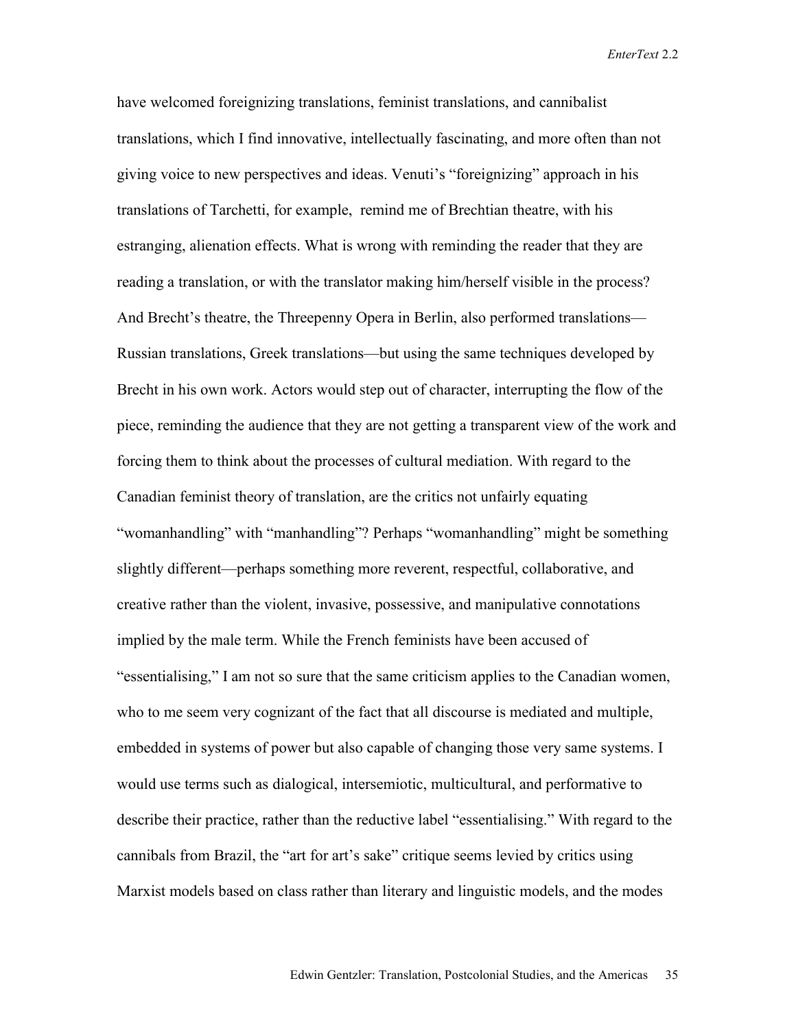have welcomed foreignizing translations, feminist translations, and cannibalist translations, which I find innovative, intellectually fascinating, and more often than not giving voice to new perspectives and ideas. Venuti's "foreignizing" approach in his translations of Tarchetti, for example, remind me of Brechtian theatre, with his estranging, alienation effects. What is wrong with reminding the reader that they are reading a translation, or with the translator making him/herself visible in the process? And Brecht's theatre, the Threepenny Opera in Berlin, also performed translations—Russian translations, Greek translations—but using the same techniques developed by Brecht in his own work. Actors would step out of character, interrupting the flow of the piece, reminding the audience that they are not getting a transparent view of the work and forcing them to think about the processes of cultural mediation. With regard to the Canadian feminist theory of translation, are the critics not unfairly equating "womanhandling" with "manhandling"? Perhaps "womanhandling" might be something slightly different—perhaps something more reverent, respectful, collaborative, and creative rather than the violent, invasive, possessive, and manipulative connotations implied by the male term. While the French feminists have been accused of "essentialising," I am not so sure that the same criticism applies to the Canadian women, who to me seem very cognizant of the fact that all discourse is mediated and multiple, embedded in systems of power but also capable of changing those very same systems. I would use terms such as dialogical, intersemiotic, multicultural, and performative to describe their practice, rather than the reductive label "essentialising." With regard to the cannibals from Brazil, the "art for art's sake" critique seems levied by critics using Marxist models based on class rather than literary and linguistic models, and the modes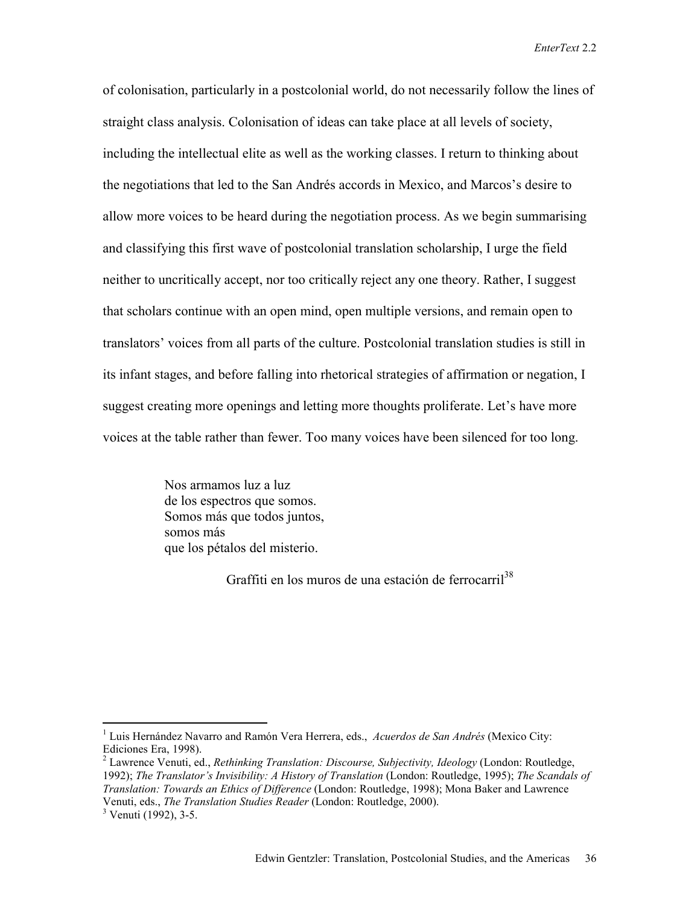of colonisation, particularly in a postcolonial world, do not necessarily follow the lines of straight class analysis. Colonisation of ideas can take place at all levels of society, including the intellectual elite as well as the working classes. I return to thinking about the negotiations that led to the San Andrés accords in Mexico, and Marcos's desire to allow more voices to be heard during the negotiation process. As we begin summarising and classifying this first wave of postcolonial translation scholarship, I urge the field neither to uncritically accept, nor too critically reject any one theory. Rather, I suggest that scholars continue with an open mind, open multiple versions, and remain open to translators' voices from all parts of the culture. Postcolonial translation studies is still in its infant stages, and before falling into rhetorical strategies of affirmation or negation, I suggest creating more openings and letting more thoughts proliferate. Let's have more voices at the table rather than fewer. Too many voices have been silenced for too long.

> Nos armamos luz a luz
> de los espectros que somos.
> Somos más que todos juntos,
> somos más
> que los pétalos del misterio.
>
> Graffiti en los muros de una estación de ferrocarril[38]

---

[1] Luis Hernández Navarro and Ramón Vera Herrera, eds., *Acuerdos de San Andrés* (Mexico City: Ediciones Era, 1998).

[2] Lawrence Venuti, ed., *Rethinking Translation: Discourse, Subjectivity, Ideology* (London: Routledge, 1992); *The Translator's Invisibility: A History of Translation* (London: Routledge, 1995); *The Scandals of Translation: Towards an Ethics of Difference* (London: Routledge, 1998); Mona Baker and Lawrence Venuti, eds., *The Translation Studies Reader* (London: Routledge, 2000).

[3] Venuti (1992), 3-5.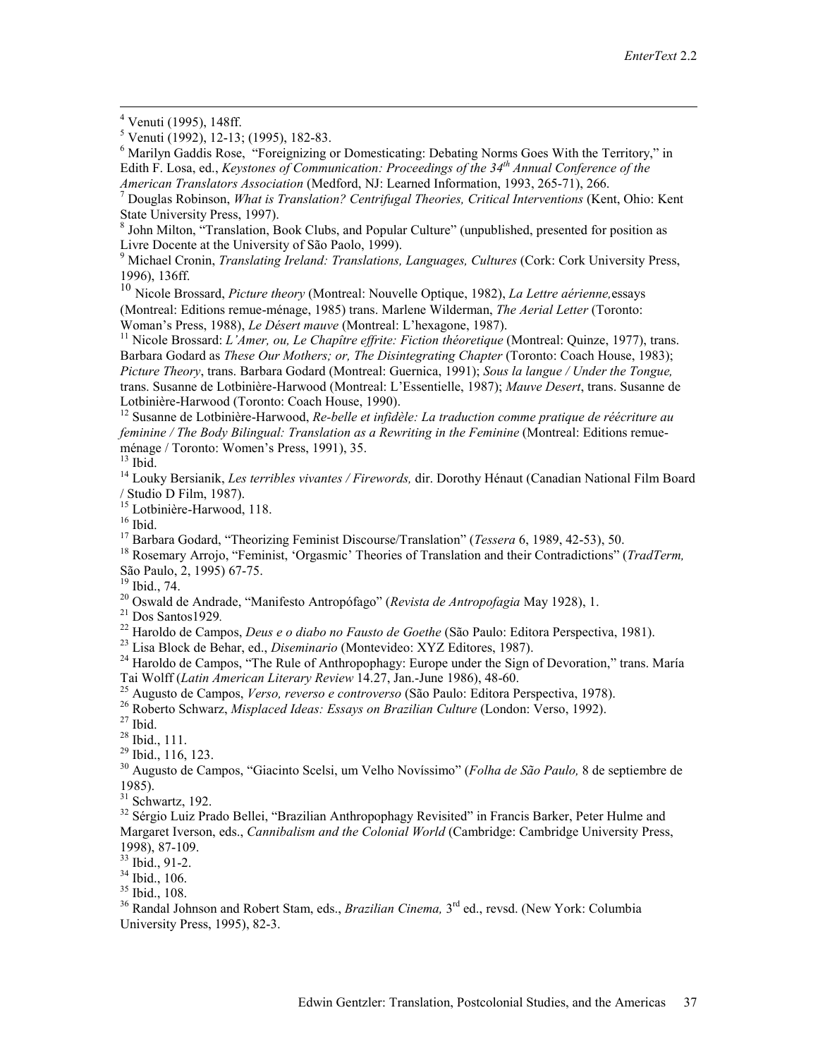[4] Venuti (1995), 148ff.

[5] Venuti (1992), 12-13; (1995), 182-83.

[6] Marilyn Gaddis Rose, "Foreignizing or Domesticating: Debating Norms Goes With the Territory," in Edith F. Losa, ed., *Keystones of Communication: Proceedings of the 34th Annual Conference of the American Translators Association* (Medford, NJ: Learned Information, 1993, 265-71), 266.

[7] Douglas Robinson, *What is Translation? Centrifugal Theories, Critical Interventions* (Kent, Ohio: Kent State University Press, 1997).

[8] John Milton, "Translation, Book Clubs, and Popular Culture" (unpublished, presented for position as Livre Docente at the University of São Paolo, 1999).

[9] Michael Cronin, *Translating Ireland: Translations, Languages, Cultures* (Cork: Cork University Press, 1996), 136ff.

[10] Nicole Brossard, *Picture theory* (Montreal: Nouvelle Optique, 1982), *La Lettre aérienne,*essays (Montreal: Editions remue-ménage, 1985) trans. Marlene Wilderman, *The Aerial Letter* (Toronto: Woman's Press, 1988), *Le Désert mauve* (Montreal: L'hexagone, 1987).

[11] Nicole Brossard: *L'Amer, ou, Le Chapître effrite: Fiction théoretique* (Montreal: Quinze, 1977), trans. Barbara Godard as *These Our Mothers; or, The Disintegrating Chapter* (Toronto: Coach House, 1983); *Picture Theory*, trans. Barbara Godard (Montreal: Guernica, 1991); *Sous la langue / Under the Tongue,* trans. Susanne de Lotbinière-Harwood (Montreal: L'Essentielle, 1987); *Mauve Desert*, trans. Susanne de Lotbinière-Harwood (Toronto: Coach House, 1990).

[12] Susanne de Lotbinière-Harwood, *Re-belle et infidèle: La traduction comme pratique de réécriture au feminine / The Body Bilingual: Translation as a Rewriting in the Feminine* (Montreal: Editions remue-ménage / Toronto: Women's Press, 1991), 35.

[13] Ibid.

[14] Louky Bersianik, *Les terribles vivantes / Firewords,* dir. Dorothy Hénaut (Canadian National Film Board / Studio D Film, 1987).

[15] Lotbinière-Harwood, 118.

[16] Ibid.

[17] Barbara Godard, "Theorizing Feminist Discourse/Translation" (*Tessera* 6, 1989, 42-53), 50.

[18] Rosemary Arrojo, "Feminist, 'Orgasmic' Theories of Translation and their Contradictions" (*TradTerm,* São Paulo, 2, 1995) 67-75.

[19] Ibid., 74.

[20] Oswald de Andrade, "Manifesto Antropófago" (*Revista de Antropofagia* May 1928), 1.

[21] Dos Santos1929*.*

[22] Haroldo de Campos, *Deus e o diabo no Fausto de Goethe* (São Paulo: Editora Perspectiva, 1981).

[23] Lisa Block de Behar, ed., *Diseminario* (Montevideo: XYZ Editores, 1987).

[24] Haroldo de Campos, "The Rule of Anthropophagy: Europe under the Sign of Devoration," trans. María Tai Wolff (*Latin American Literary Review* 14.27, Jan.-June 1986), 48-60.

[25] Augusto de Campos, *Verso, reverso e controverso* (São Paulo: Editora Perspectiva, 1978).

[26] Roberto Schwarz, *Misplaced Ideas: Essays on Brazilian Culture* (London: Verso, 1992).

[27] Ibid.

[28] Ibid., 111.

[29] Ibid., 116, 123.

[30] Augusto de Campos, "Giacinto Scelsi, um Velho Novíssimo" (*Folha de São Paulo,* 8 de septiembre de 1985).

[31] Schwartz, 192.

[32] Sérgio Luiz Prado Bellei, "Brazilian Anthropophagy Revisited" in Francis Barker, Peter Hulme and Margaret Iverson, eds., *Cannibalism and the Colonial World* (Cambridge: Cambridge University Press, 1998), 87-109.

[33] Ibid., 91-2.

[34] Ibid., 106.

[35] Ibid., 108.

[36] Randal Johnson and Robert Stam, eds., *Brazilian Cinema,* 3rd ed., revsd. (New York: Columbia University Press, 1995), 82-3.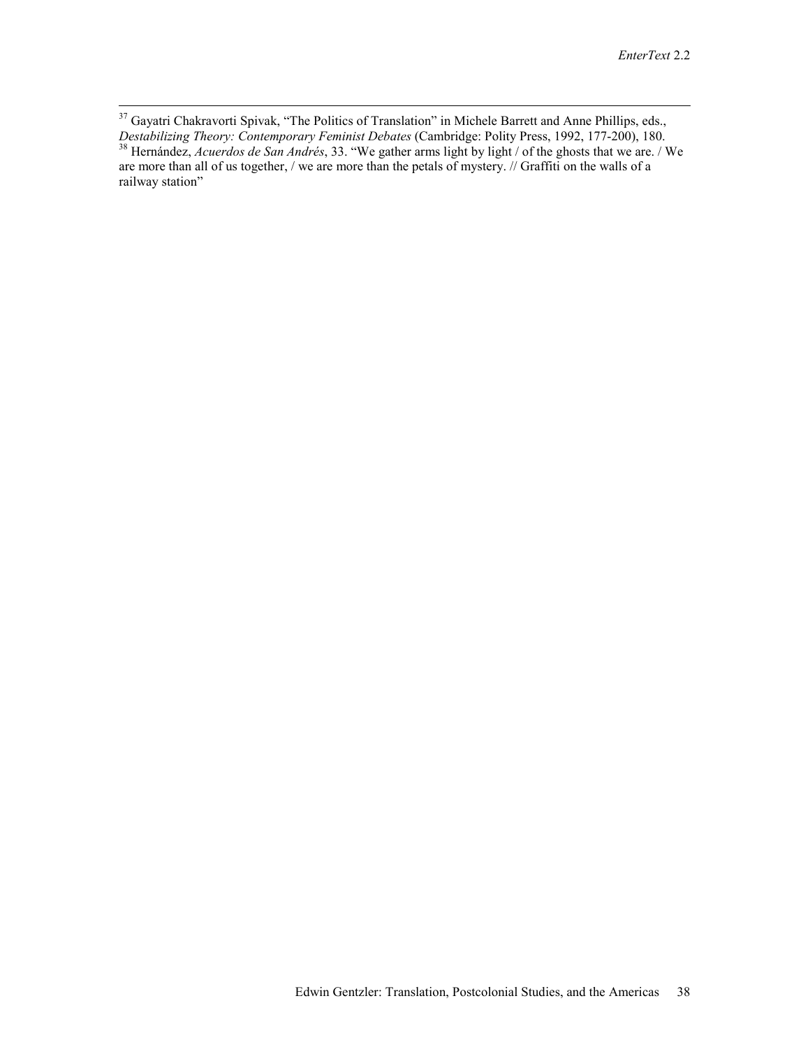[37] Gayatri Chakravorti Spivak, "The Politics of Translation" in Michele Barrett and Anne Phillips, eds., *Destabilizing Theory: Contemporary Feminist Debates* (Cambridge: Polity Press, 1992, 177-200), 180.

[38] Hernández, *Acuerdos de San Andrés*, 33. "We gather arms light by light / of the ghosts that we are. / We are more than all of us together, / we are more than the petals of mystery. // Graffiti on the walls of a railway station"